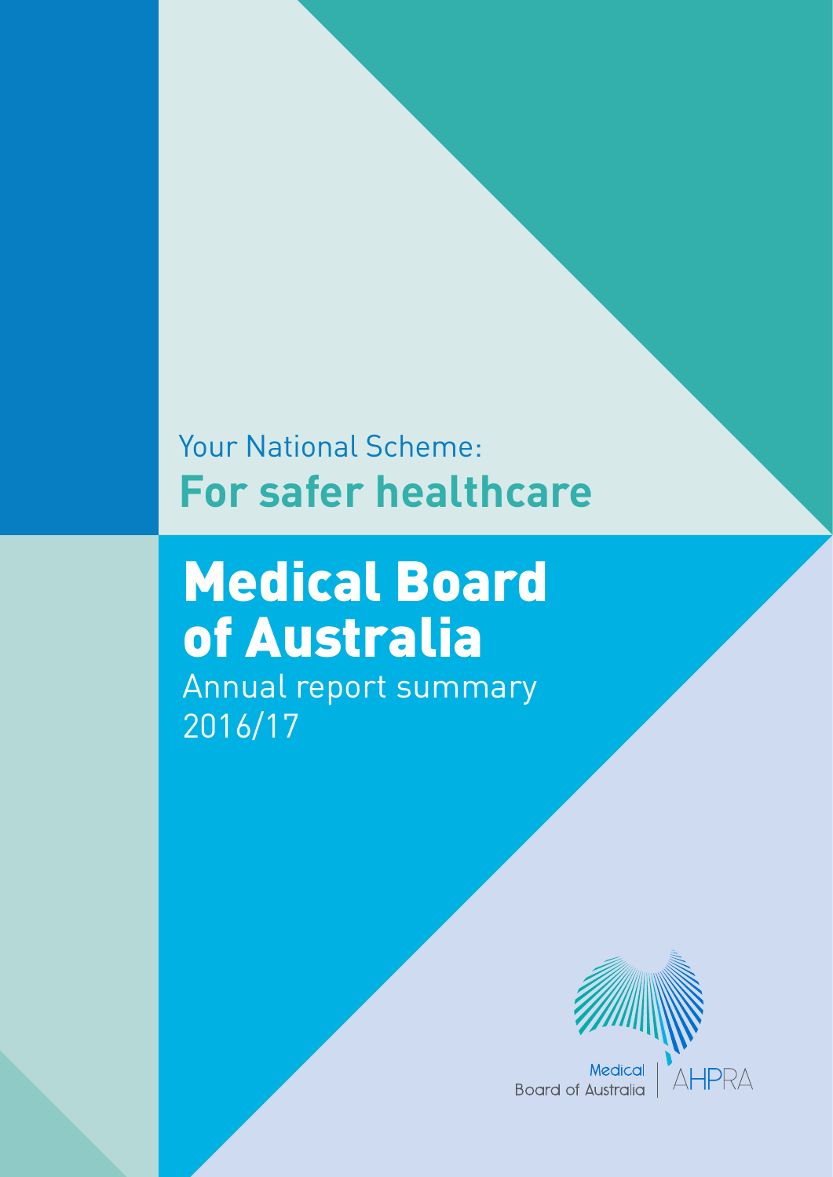Your National Scheme:
**For safer healthcare**

# Medical Board of Australia

Annual report summary
2016/17

Medical Board of Australia | AHPRA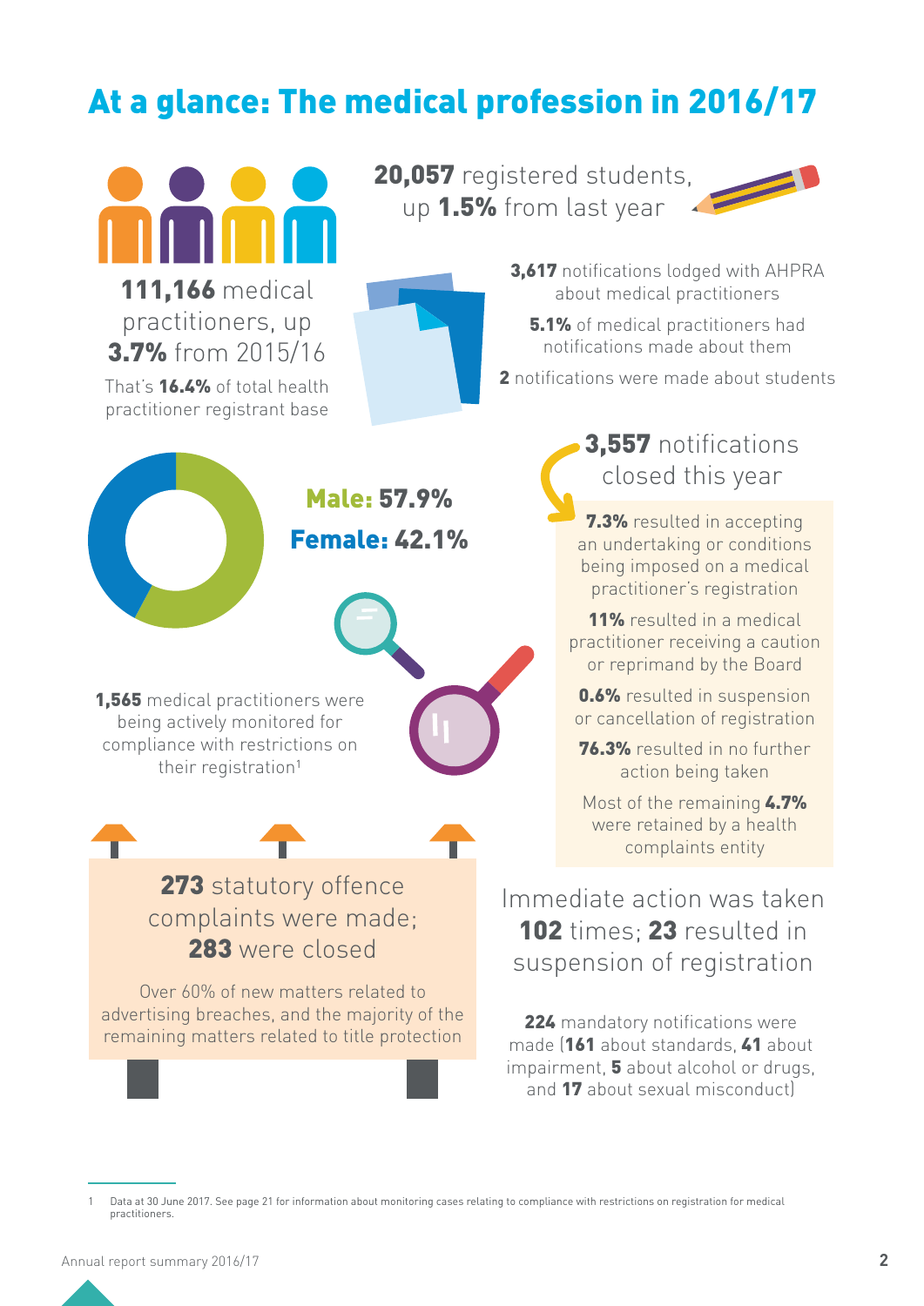# At a glance: The medical profession in 2016/17

**111,166** medical practitioners, up **3.7%** from 2015/16

That's **16.4%** of total health practitioner registrant base

**20,057** registered students, up **1.5%** from last year

**3,617** notifications lodged with AHPRA about medical practitioners

**5.1%** of medical practitioners had notifications made about them

**2** notifications were made about students

**Male: 57.9%**

**Female: 42.1%**

**3,557** notifications closed this year

**7.3%** resulted in accepting an undertaking or conditions being imposed on a medical practitioner's registration

**11%** resulted in a medical practitioner receiving a caution or reprimand by the Board

**0.6%** resulted in suspension or cancellation of registration

**76.3%** resulted in no further action being taken

Most of the remaining **4.7%** were retained by a health complaints entity

**1,565** medical practitioners were being actively monitored for compliance with restrictions on their registration[1]

**273** statutory offence complaints were made; **283** were closed

Over 60% of new matters related to advertising breaches, and the majority of the remaining matters related to title protection

Immediate action was taken **102** times; **23** resulted in suspension of registration

**224** mandatory notifications were made (**161** about standards, **41** about impairment, **5** about alcohol or drugs, and **17** about sexual misconduct)

1 Data at 30 June 2017. See page 21 for information about monitoring cases relating to compliance with restrictions on registration for medical practitioners.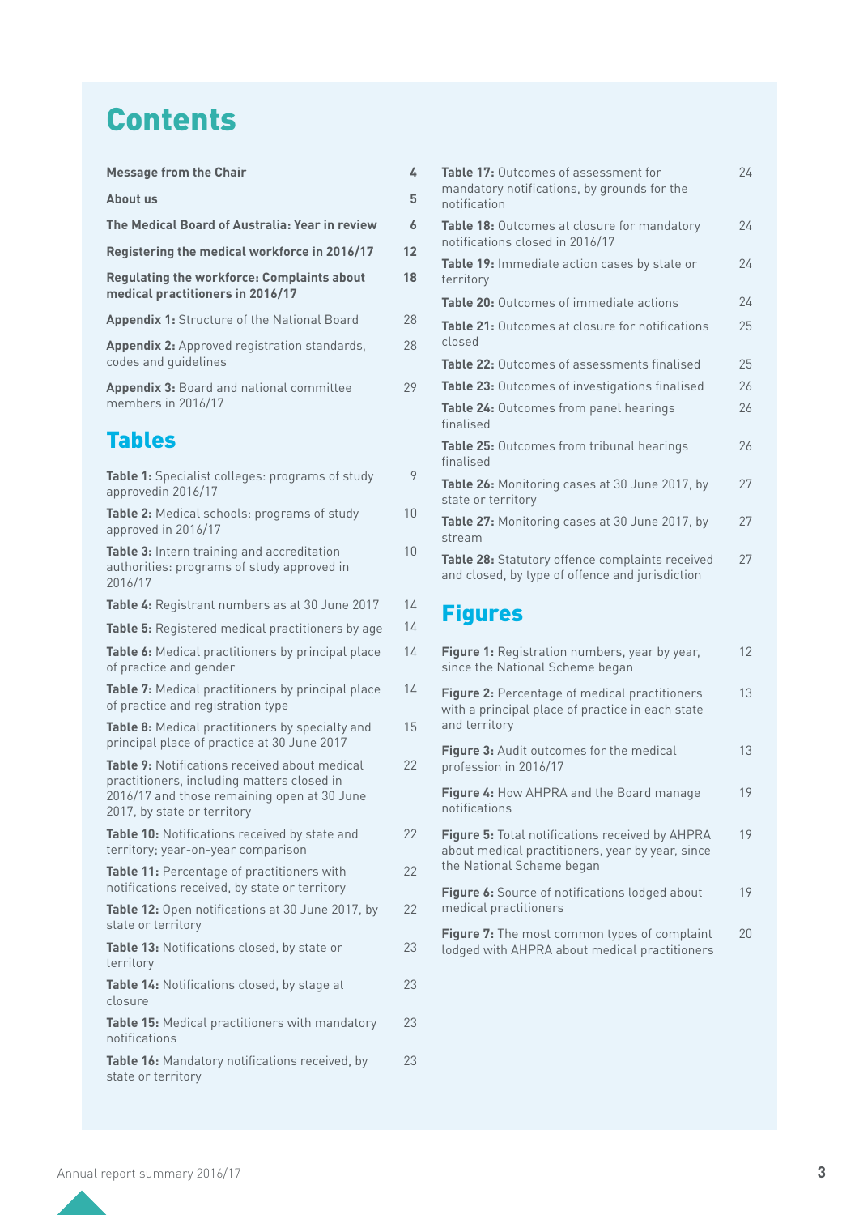# Contents

| | |
|---|---|
| **Message from the Chair** | **4** |
| **About us** | **5** |
| **The Medical Board of Australia: Year in review** | **6** |
| **Registering the medical workforce in 2016/17** | **12** |
| **Regulating the workforce: Complaints about medical practitioners in 2016/17** | **18** |
| **Appendix 1:** Structure of the National Board | 28 |
| **Appendix 2:** Approved registration standards, codes and guidelines | 28 |
| **Appendix 3:** Board and national committee members in 2016/17 | 29 |

## Tables

| | |
|---|---|
| **Table 1:** Specialist colleges: programs of study approvedin 2016/17 | 9 |
| **Table 2:** Medical schools: programs of study approved in 2016/17 | 10 |
| **Table 3:** Intern training and accreditation authorities: programs of study approved in 2016/17 | 10 |
| **Table 4:** Registrant numbers as at 30 June 2017 | 14 |
| **Table 5:** Registered medical practitioners by age | 14 |
| **Table 6:** Medical practitioners by principal place of practice and gender | 14 |
| **Table 7:** Medical practitioners by principal place of practice and registration type | 14 |
| **Table 8:** Medical practitioners by specialty and principal place of practice at 30 June 2017 | 15 |
| **Table 9:** Notifications received about medical practitioners, including matters closed in 2016/17 and those remaining open at 30 June 2017, by state or territory | 22 |
| **Table 10:** Notifications received by state and territory; year-on-year comparison | 22 |
| **Table 11:** Percentage of practitioners with notifications received, by state or territory | 22 |
| **Table 12:** Open notifications at 30 June 2017, by state or territory | 22 |
| **Table 13:** Notifications closed, by state or territory | 23 |
| **Table 14:** Notifications closed, by stage at closure | 23 |
| **Table 15:** Medical practitioners with mandatory notifications | 23 |
| **Table 16:** Mandatory notifications received, by state or territory | 23 |
| **Table 17:** Outcomes of assessment for mandatory notifications, by grounds for the notification | 24 |
| **Table 18:** Outcomes at closure for mandatory notifications closed in 2016/17 | 24 |
| **Table 19:** Immediate action cases by state or territory | 24 |
| **Table 20:** Outcomes of immediate actions | 24 |
| **Table 21:** Outcomes at closure for notifications closed | 25 |
| **Table 22:** Outcomes of assessments finalised | 25 |
| **Table 23:** Outcomes of investigations finalised | 26 |
| **Table 24:** Outcomes from panel hearings finalised | 26 |
| **Table 25:** Outcomes from tribunal hearings finalised | 26 |
| **Table 26:** Monitoring cases at 30 June 2017, by state or territory | 27 |
| **Table 27:** Monitoring cases at 30 June 2017, by stream | 27 |
| **Table 28:** Statutory offence complaints received and closed, by type of offence and jurisdiction | 27 |

## Figures

| | |
|---|---|
| **Figure 1:** Registration numbers, year by year, since the National Scheme began | 12 |
| **Figure 2:** Percentage of medical practitioners with a principal place of practice in each state and territory | 13 |
| **Figure 3:** Audit outcomes for the medical profession in 2016/17 | 13 |
| **Figure 4:** How AHPRA and the Board manage notifications | 19 |
| **Figure 5:** Total notifications received by AHPRA about medical practitioners, year by year, since the National Scheme began | 19 |
| **Figure 6:** Source of notifications lodged about medical practitioners | 19 |
| **Figure 7:** The most common types of complaint lodged with AHPRA about medical practitioners | 20 |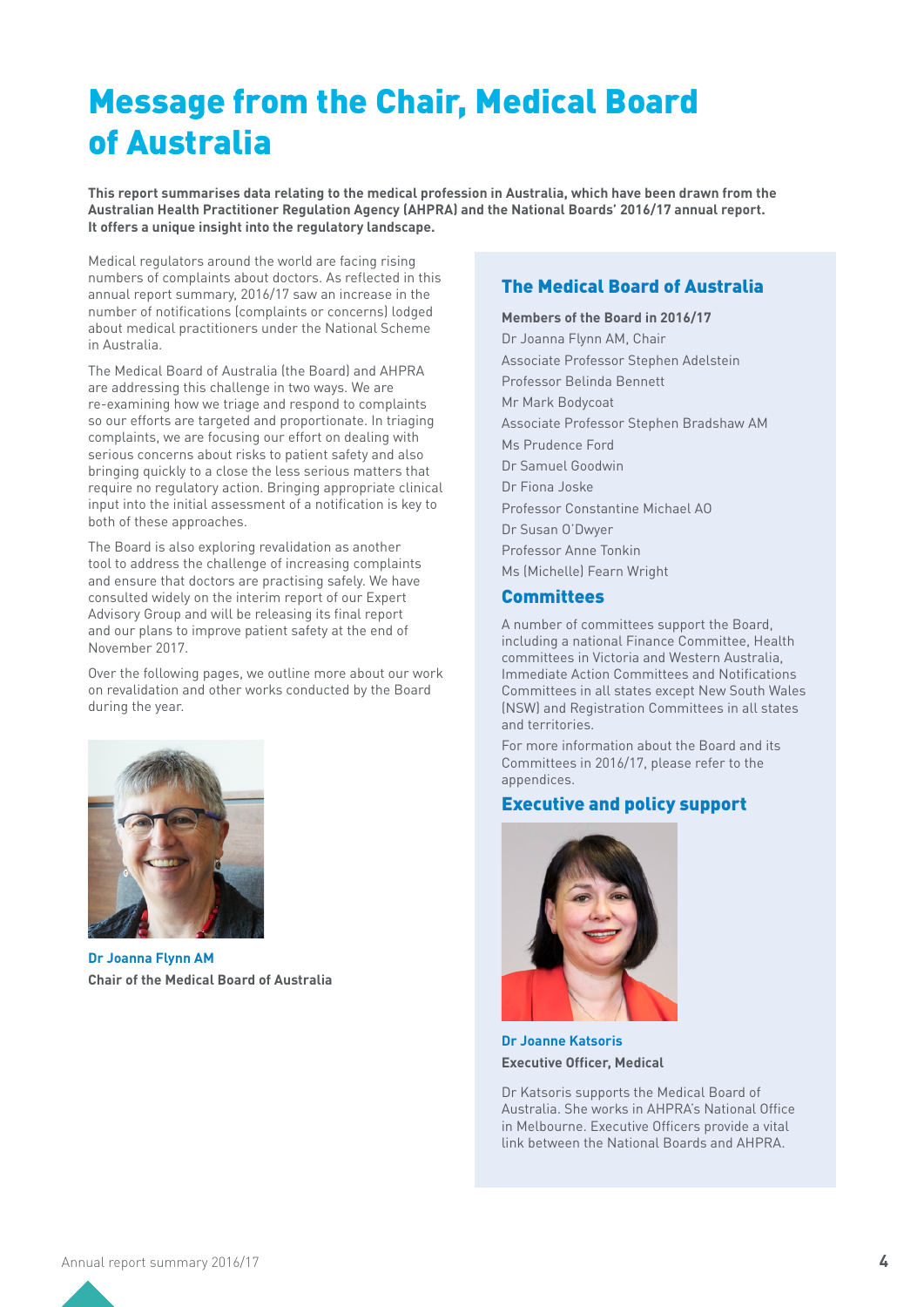# Message from the Chair, Medical Board of Australia

**This report summarises data relating to the medical profession in Australia, which have been drawn from the Australian Health Practitioner Regulation Agency (AHPRA) and the National Boards' 2016/17 annual report. It offers a unique insight into the regulatory landscape.**

Medical regulators around the world are facing rising numbers of complaints about doctors. As reflected in this annual report summary, 2016/17 saw an increase in the number of notifications (complaints or concerns) lodged about medical practitioners under the National Scheme in Australia.

The Medical Board of Australia (the Board) and AHPRA are addressing this challenge in two ways. We are re-examining how we triage and respond to complaints so our efforts are targeted and proportionate. In triaging complaints, we are focusing our effort on dealing with serious concerns about risks to patient safety and also bringing quickly to a close the less serious matters that require no regulatory action. Bringing appropriate clinical input into the initial assessment of a notification is key to both of these approaches.

The Board is also exploring revalidation as another tool to address the challenge of increasing complaints and ensure that doctors are practising safely. We have consulted widely on the interim report of our Expert Advisory Group and will be releasing its final report and our plans to improve patient safety at the end of November 2017.

Over the following pages, we outline more about our work on revalidation and other works conducted by the Board during the year.

**Dr Joanna Flynn AM**
**Chair of the Medical Board of Australia**

## The Medical Board of Australia

**Members of the Board in 2016/17**

Dr Joanna Flynn AM, Chair
Associate Professor Stephen Adelstein
Professor Belinda Bennett
Mr Mark Bodycoat
Associate Professor Stephen Bradshaw AM
Ms Prudence Ford
Dr Samuel Goodwin
Dr Fiona Joske
Professor Constantine Michael AO
Dr Susan O'Dwyer
Professor Anne Tonkin
Ms (Michelle) Fearn Wright

## Committees

A number of committees support the Board, including a national Finance Committee, Health committees in Victoria and Western Australia, Immediate Action Committees and Notifications Committees in all states except New South Wales (NSW) and Registration Committees in all states and territories.

For more information about the Board and its Committees in 2016/17, please refer to the appendices.

## Executive and policy support

**Dr Joanne Katsoris**
**Executive Officer, Medical**

Dr Katsoris supports the Medical Board of Australia. She works in AHPRA's National Office in Melbourne. Executive Officers provide a vital link between the National Boards and AHPRA.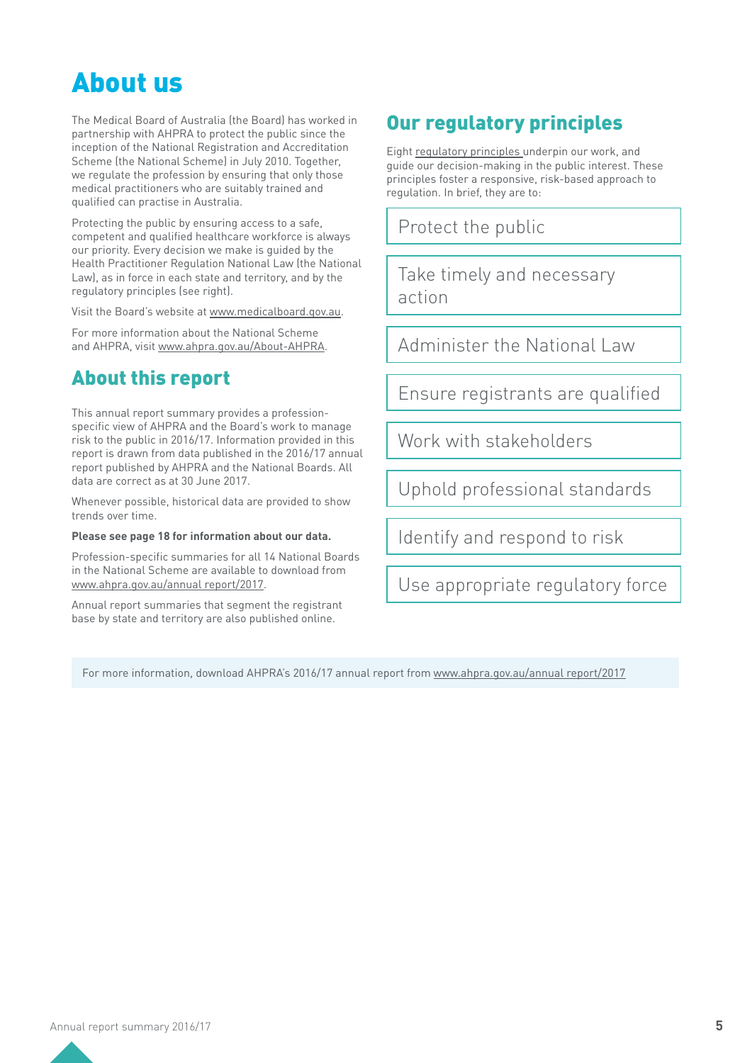# About us

The Medical Board of Australia (the Board) has worked in partnership with AHPRA to protect the public since the inception of the National Registration and Accreditation Scheme (the National Scheme) in July 2010. Together, we regulate the profession by ensuring that only those medical practitioners who are suitably trained and qualified can practise in Australia.

Protecting the public by ensuring access to a safe, competent and qualified healthcare workforce is always our priority. Every decision we make is guided by the Health Practitioner Regulation National Law (the National Law), as in force in each state and territory, and by the regulatory principles (see right).

Visit the Board's website at www.medicalboard.gov.au.

For more information about the National Scheme and AHPRA, visit www.ahpra.gov.au/About-AHPRA.

## About this report

This annual report summary provides a profession-specific view of AHPRA and the Board's work to manage risk to the public in 2016/17. Information provided in this report is drawn from data published in the 2016/17 annual report published by AHPRA and the National Boards. All data are correct as at 30 June 2017.

Whenever possible, historical data are provided to show trends over time.

**Please see page 18 for information about our data.**

Profession-specific summaries for all 14 National Boards in the National Scheme are available to download from www.ahpra.gov.au/annual report/2017.

Annual report summaries that segment the registrant base by state and territory are also published online.

## Our regulatory principles

Eight regulatory principles underpin our work, and guide our decision-making in the public interest. These principles foster a responsive, risk-based approach to regulation. In brief, they are to:

- Protect the public
- Take timely and necessary action
- Administer the National Law
- Ensure registrants are qualified
- Work with stakeholders
- Uphold professional standards
- Identify and respond to risk
- Use appropriate regulatory force

For more information, download AHPRA's 2016/17 annual report from www.ahpra.gov.au/annual report/2017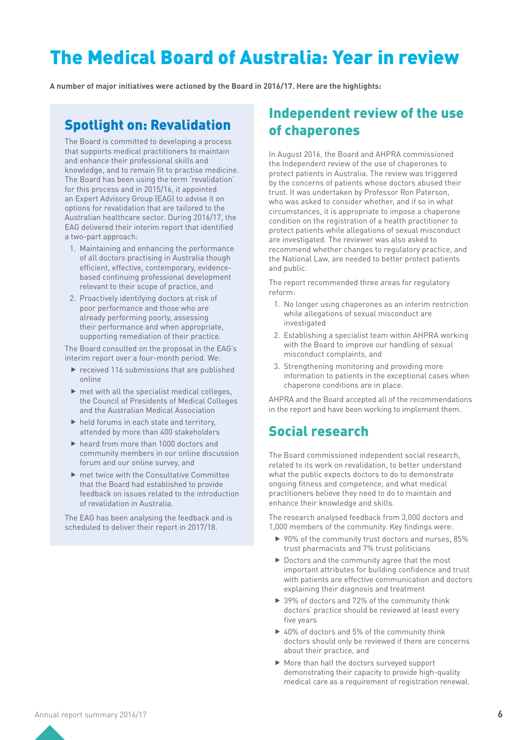# The Medical Board of Australia: Year in review

**A number of major initiatives were actioned by the Board in 2016/17. Here are the highlights:**

## Spotlight on: Revalidation

The Board is committed to developing a process that supports medical practitioners to maintain and enhance their professional skills and knowledge, and to remain fit to practise medicine. The Board has been using the term 'revalidation' for this process and in 2015/16, it appointed an Expert Advisory Group (EAG) to advise it on options for revalidation that are tailored to the Australian healthcare sector. During 2016/17, the EAG delivered their interim report that identified a two-part approach:

1. Maintaining and enhancing the performance of all doctors practising in Australia though efficient, effective, contemporary, evidence-based continuing professional development relevant to their scope of practice, and
2. Proactively identifying doctors at risk of poor performance and those who are already performing poorly, assessing their performance and when appropriate, supporting remediation of their practice.

The Board consulted on the proposal in the EAG's interim report over a four-month period. We:

- received 116 submissions that are published online
- met with all the specialist medical colleges, the Council of Presidents of Medical Colleges and the Australian Medical Association
- held forums in each state and territory, attended by more than 400 stakeholders
- heard from more than 1000 doctors and community members in our online discussion forum and our online survey, and
- met twice with the Consultative Committee that the Board had established to provide feedback on issues related to the introduction of revalidation in Australia.

The EAG has been analysing the feedback and is scheduled to deliver their report in 2017/18.

## Independent review of the use of chaperones

In August 2016, the Board and AHPRA commissioned the Independent review of the use of chaperones to protect patients in Australia. The review was triggered by the concerns of patients whose doctors abused their trust. It was undertaken by Professor Ron Paterson, who was asked to consider whether, and if so in what circumstances, it is appropriate to impose a chaperone condition on the registration of a health practitioner to protect patients while allegations of sexual misconduct are investigated. The reviewer was also asked to recommend whether changes to regulatory practice, and the National Law, are needed to better protect patients and public.

The report recommended three areas for regulatory reform:

1. No longer using chaperones as an interim restriction while allegations of sexual misconduct are investigated
2. Establishing a specialist team within AHPRA working with the Board to improve our handling of sexual misconduct complaints, and
3. Strengthening monitoring and providing more information to patients in the exceptional cases when chaperone conditions are in place.

AHPRA and the Board accepted all of the recommendations in the report and have been working to implement them.

## Social research

The Board commissioned independent social research, related to its work on revalidation, to better understand what the public expects doctors to do to demonstrate ongoing fitness and competence, and what medical practitioners believe they need to do to maintain and enhance their knowledge and skills.

The research analysed feedback from 3,000 doctors and 1,000 members of the community. Key findings were:

- 90% of the community trust doctors and nurses, 85% trust pharmacists and 7% trust politicians
- Doctors and the community agree that the most important attributes for building confidence and trust with patients are effective communication and doctors explaining their diagnosis and treatment
- 39% of doctors and 72% of the community think doctors' practice should be reviewed at least every five years
- 40% of doctors and 5% of the community think doctors should only be reviewed if there are concerns about their practice, and
- More than half the doctors surveyed support demonstrating their capacity to provide high-quality medical care as a requirement of registration renewal.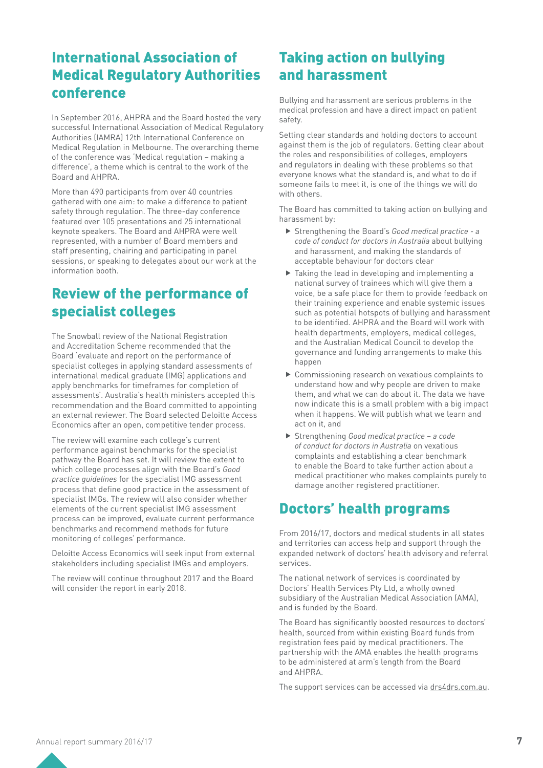## International Association of Medical Regulatory Authorities conference

In September 2016, AHPRA and the Board hosted the very successful International Association of Medical Regulatory Authorities (IAMRA) 12th International Conference on Medical Regulation in Melbourne. The overarching theme of the conference was 'Medical regulation – making a difference', a theme which is central to the work of the Board and AHPRA.

More than 490 participants from over 40 countries gathered with one aim: to make a difference to patient safety through regulation. The three-day conference featured over 105 presentations and 25 international keynote speakers. The Board and AHPRA were well represented, with a number of Board members and staff presenting, chairing and participating in panel sessions, or speaking to delegates about our work at the information booth.

## Review of the performance of specialist colleges

The Snowball review of the National Registration and Accreditation Scheme recommended that the Board 'evaluate and report on the performance of specialist colleges in applying standard assessments of international medical graduate (IMG) applications and apply benchmarks for timeframes for completion of assessments'. Australia's health ministers accepted this recommendation and the Board committed to appointing an external reviewer. The Board selected Deloitte Access Economics after an open, competitive tender process.

The review will examine each college's current performance against benchmarks for the specialist pathway the Board has set. It will review the extent to which college processes align with the Board's *Good practice guidelines* for the specialist IMG assessment process that define good practice in the assessment of specialist IMGs. The review will also consider whether elements of the current specialist IMG assessment process can be improved, evaluate current performance benchmarks and recommend methods for future monitoring of colleges' performance.

Deloitte Access Economics will seek input from external stakeholders including specialist IMGs and employers.

The review will continue throughout 2017 and the Board will consider the report in early 2018.

## Taking action on bullying and harassment

Bullying and harassment are serious problems in the medical profession and have a direct impact on patient safety.

Setting clear standards and holding doctors to account against them is the job of regulators. Getting clear about the roles and responsibilities of colleges, employers and regulators in dealing with these problems so that everyone knows what the standard is, and what to do if someone fails to meet it, is one of the things we will do with others.

The Board has committed to taking action on bullying and harassment by:

- Strengthening the Board's *Good medical practice - a code of conduct for doctors in Australia* about bullying and harassment, and making the standards of acceptable behaviour for doctors clear
- Taking the lead in developing and implementing a national survey of trainees which will give them a voice, be a safe place for them to provide feedback on their training experience and enable systemic issues such as potential hotspots of bullying and harassment to be identified. AHPRA and the Board will work with health departments, employers, medical colleges, and the Australian Medical Council to develop the governance and funding arrangements to make this happen
- Commissioning research on vexatious complaints to understand how and why people are driven to make them, and what we can do about it. The data we have now indicate this is a small problem with a big impact when it happens. We will publish what we learn and act on it, and
- Strengthening *Good medical practice – a code of conduct for doctors in Australia* on vexatious complaints and establishing a clear benchmark to enable the Board to take further action about a medical practitioner who makes complaints purely to damage another registered practitioner.

## Doctors' health programs

From 2016/17, doctors and medical students in all states and territories can access help and support through the expanded network of doctors' health advisory and referral services.

The national network of services is coordinated by Doctors' Health Services Pty Ltd, a wholly owned subsidiary of the Australian Medical Association (AMA), and is funded by the Board.

The Board has significantly boosted resources to doctors' health, sourced from within existing Board funds from registration fees paid by medical practitioners. The partnership with the AMA enables the health programs to be administered at arm's length from the Board and AHPRA.

The support services can be accessed via drs4drs.com.au.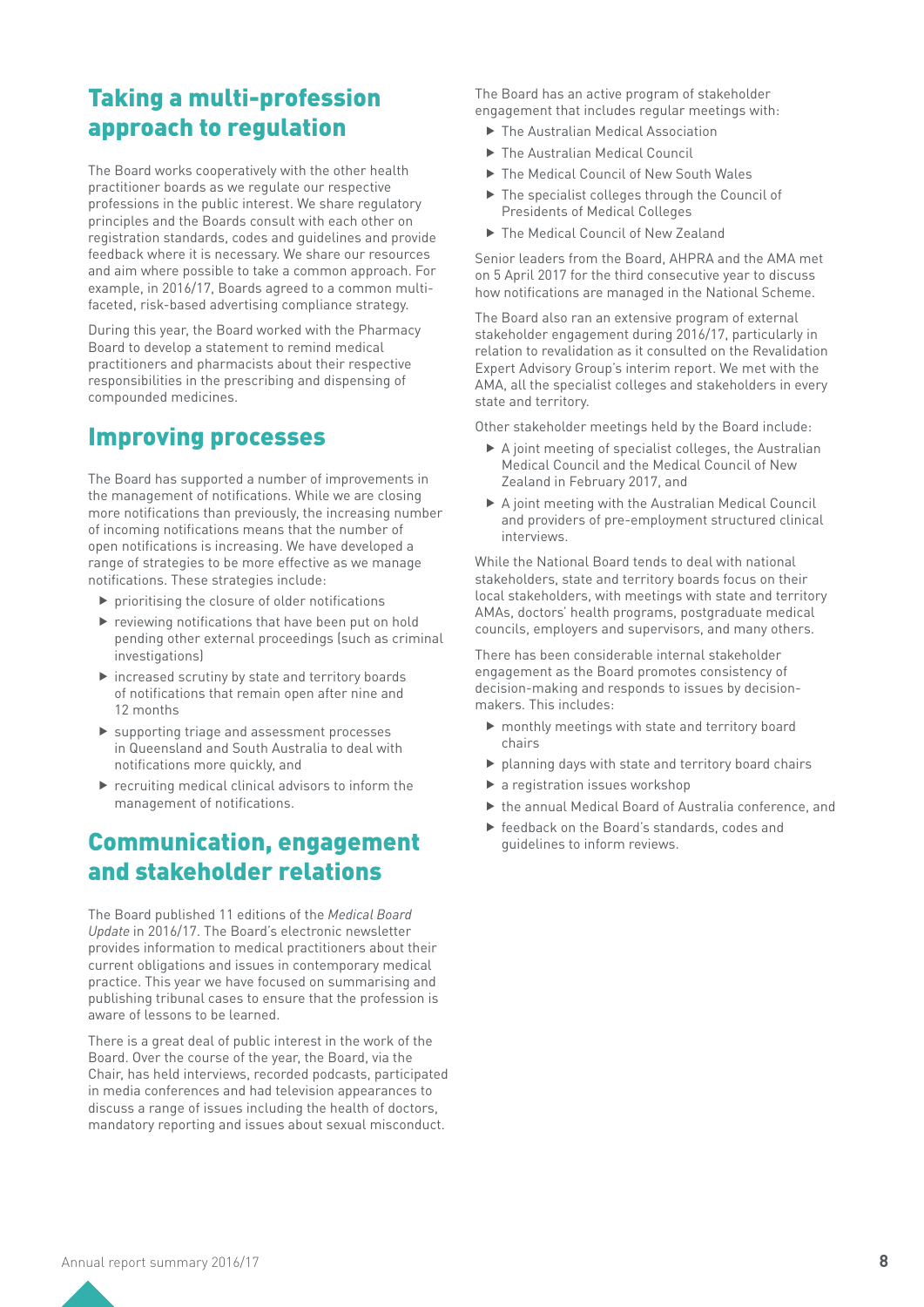## Taking a multi-profession approach to regulation

The Board works cooperatively with the other health practitioner boards as we regulate our respective professions in the public interest. We share regulatory principles and the Boards consult with each other on registration standards, codes and guidelines and provide feedback where it is necessary. We share our resources and aim where possible to take a common approach. For example, in 2016/17, Boards agreed to a common multi-faceted, risk-based advertising compliance strategy.

During this year, the Board worked with the Pharmacy Board to develop a statement to remind medical practitioners and pharmacists about their respective responsibilities in the prescribing and dispensing of compounded medicines.

## Improving processes

The Board has supported a number of improvements in the management of notifications. While we are closing more notifications than previously, the increasing number of incoming notifications means that the number of open notifications is increasing. We have developed a range of strategies to be more effective as we manage notifications. These strategies include:

- prioritising the closure of older notifications
- reviewing notifications that have been put on hold pending other external proceedings (such as criminal investigations)
- increased scrutiny by state and territory boards of notifications that remain open after nine and 12 months
- supporting triage and assessment processes in Queensland and South Australia to deal with notifications more quickly, and
- recruiting medical clinical advisors to inform the management of notifications.

## Communication, engagement and stakeholder relations

The Board published 11 editions of the *Medical Board Update* in 2016/17. The Board's electronic newsletter provides information to medical practitioners about their current obligations and issues in contemporary medical practice. This year we have focused on summarising and publishing tribunal cases to ensure that the profession is aware of lessons to be learned.

There is a great deal of public interest in the work of the Board. Over the course of the year, the Board, via the Chair, has held interviews, recorded podcasts, participated in media conferences and had television appearances to discuss a range of issues including the health of doctors, mandatory reporting and issues about sexual misconduct.

The Board has an active program of stakeholder engagement that includes regular meetings with:

- The Australian Medical Association
- The Australian Medical Council
- The Medical Council of New South Wales
- The specialist colleges through the Council of Presidents of Medical Colleges
- The Medical Council of New Zealand

Senior leaders from the Board, AHPRA and the AMA met on 5 April 2017 for the third consecutive year to discuss how notifications are managed in the National Scheme.

The Board also ran an extensive program of external stakeholder engagement during 2016/17, particularly in relation to revalidation as it consulted on the Revalidation Expert Advisory Group's interim report. We met with the AMA, all the specialist colleges and stakeholders in every state and territory.

Other stakeholder meetings held by the Board include:

- A joint meeting of specialist colleges, the Australian Medical Council and the Medical Council of New Zealand in February 2017, and
- A joint meeting with the Australian Medical Council and providers of pre-employment structured clinical interviews.

While the National Board tends to deal with national stakeholders, state and territory boards focus on their local stakeholders, with meetings with state and territory AMAs, doctors' health programs, postgraduate medical councils, employers and supervisors, and many others.

There has been considerable internal stakeholder engagement as the Board promotes consistency of decision-making and responds to issues by decision-makers. This includes:

- monthly meetings with state and territory board chairs
- planning days with state and territory board chairs
- a registration issues workshop
- the annual Medical Board of Australia conference, and
- feedback on the Board's standards, codes and guidelines to inform reviews.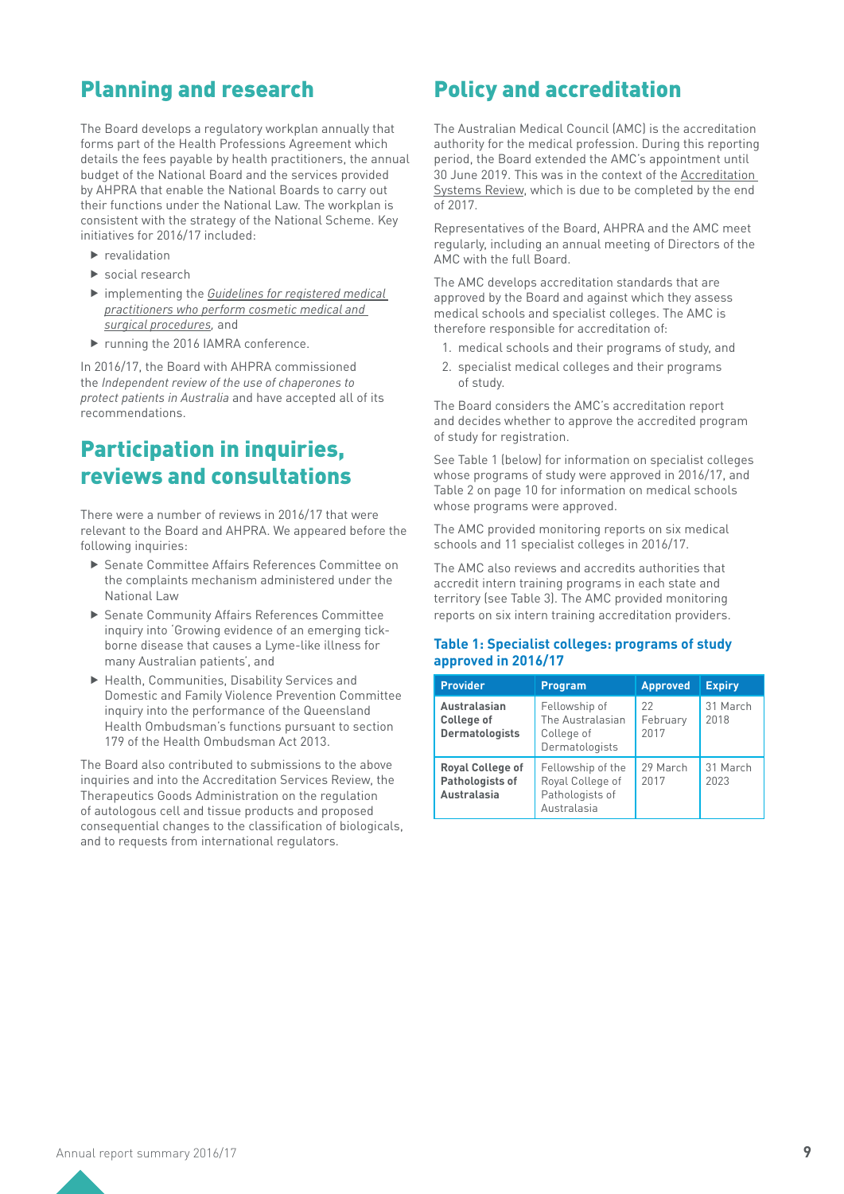## Planning and research

The Board develops a regulatory workplan annually that forms part of the Health Professions Agreement which details the fees payable by health practitioners, the annual budget of the National Board and the services provided by AHPRA that enable the National Boards to carry out their functions under the National Law. The workplan is consistent with the strategy of the National Scheme. Key initiatives for 2016/17 included:

- revalidation
- social research
- implementing the *Guidelines for registered medical practitioners who perform cosmetic medical and surgical procedures*, and
- running the 2016 IAMRA conference.

In 2016/17, the Board with AHPRA commissioned the *Independent review of the use of chaperones to protect patients in Australia* and have accepted all of its recommendations.

## Participation in inquiries, reviews and consultations

There were a number of reviews in 2016/17 that were relevant to the Board and AHPRA. We appeared before the following inquiries:

- Senate Committee Affairs References Committee on the complaints mechanism administered under the National Law
- Senate Community Affairs References Committee inquiry into 'Growing evidence of an emerging tick-borne disease that causes a Lyme-like illness for many Australian patients', and
- Health, Communities, Disability Services and Domestic and Family Violence Prevention Committee inquiry into the performance of the Queensland Health Ombudsman's functions pursuant to section 179 of the Health Ombudsman Act 2013.

The Board also contributed to submissions to the above inquiries and into the Accreditation Services Review, the Therapeutics Goods Administration on the regulation of autologous cell and tissue products and proposed consequential changes to the classification of biologicals, and to requests from international regulators.

## Policy and accreditation

The Australian Medical Council (AMC) is the accreditation authority for the medical profession. During this reporting period, the Board extended the AMC's appointment until 30 June 2019. This was in the context of the Accreditation Systems Review, which is due to be completed by the end of 2017.

Representatives of the Board, AHPRA and the AMC meet regularly, including an annual meeting of Directors of the AMC with the full Board.

The AMC develops accreditation standards that are approved by the Board and against which they assess medical schools and specialist colleges. The AMC is therefore responsible for accreditation of:

1. medical schools and their programs of study, and
2. specialist medical colleges and their programs of study.

The Board considers the AMC's accreditation report and decides whether to approve the accredited program of study for registration.

See Table 1 (below) for information on specialist colleges whose programs of study were approved in 2016/17, and Table 2 on page 10 for information on medical schools whose programs were approved.

The AMC provided monitoring reports on six medical schools and 11 specialist colleges in 2016/17.

The AMC also reviews and accredits authorities that accredit intern training programs in each state and territory (see Table 3). The AMC provided monitoring reports on six intern training accreditation providers.

**Table 1: Specialist colleges: programs of study approved in 2016/17**

| Provider | Program | Approved | Expiry |
|---|---|---|---|
| **Australasian College of Dermatologists** | Fellowship of The Australasian College of Dermatologists | 22 February 2017 | 31 March 2018 |
| **Royal College of Pathologists of Australasia** | Fellowship of the Royal College of Pathologists of Australasia | 29 March 2017 | 31 March 2023 |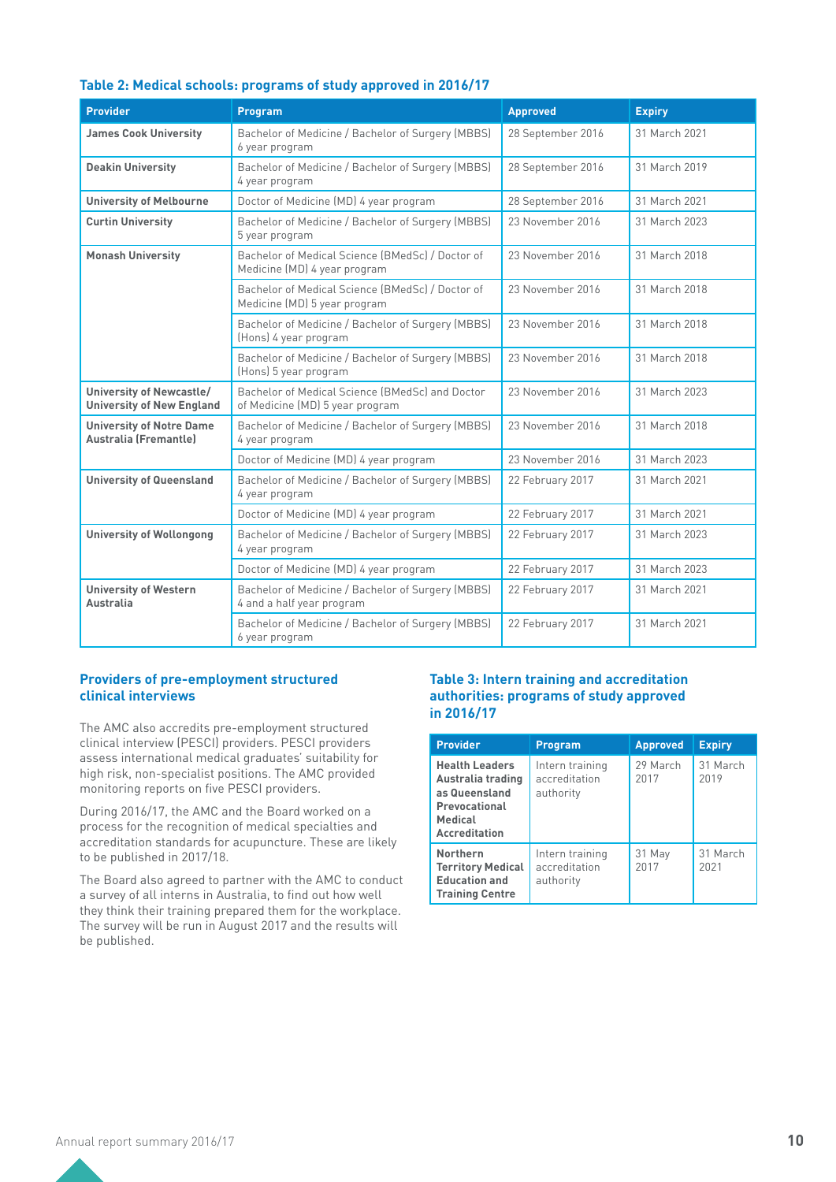### Table 2: Medical schools: programs of study approved in 2016/17

| Provider | Program | Approved | Expiry |
|---|---|---|---|
| **James Cook University** | Bachelor of Medicine / Bachelor of Surgery (MBBS) 6 year program | 28 September 2016 | 31 March 2021 |
| **Deakin University** | Bachelor of Medicine / Bachelor of Surgery (MBBS) 4 year program | 28 September 2016 | 31 March 2019 |
| **University of Melbourne** | Doctor of Medicine (MD) 4 year program | 28 September 2016 | 31 March 2021 |
| **Curtin University** | Bachelor of Medicine / Bachelor of Surgery (MBBS) 5 year program | 23 November 2016 | 31 March 2023 |
| **Monash University** | Bachelor of Medical Science (BMedSc) / Doctor of Medicine (MD) 4 year program | 23 November 2016 | 31 March 2018 |
| | Bachelor of Medical Science (BMedSc) / Doctor of Medicine (MD) 5 year program | 23 November 2016 | 31 March 2018 |
| | Bachelor of Medicine / Bachelor of Surgery (MBBS) (Hons) 4 year program | 23 November 2016 | 31 March 2018 |
| | Bachelor of Medicine / Bachelor of Surgery (MBBS) (Hons) 5 year program | 23 November 2016 | 31 March 2018 |
| **University of Newcastle/ University of New England** | Bachelor of Medical Science (BMedSc) and Doctor of Medicine (MD) 5 year program | 23 November 2016 | 31 March 2023 |
| **University of Notre Dame Australia (Fremantle)** | Bachelor of Medicine / Bachelor of Surgery (MBBS) 4 year program | 23 November 2016 | 31 March 2018 |
| | Doctor of Medicine (MD) 4 year program | 23 November 2016 | 31 March 2023 |
| **University of Queensland** | Bachelor of Medicine / Bachelor of Surgery (MBBS) 4 year program | 22 February 2017 | 31 March 2021 |
| | Doctor of Medicine (MD) 4 year program | 22 February 2017 | 31 March 2021 |
| **University of Wollongong** | Bachelor of Medicine / Bachelor of Surgery (MBBS) 4 year program | 22 February 2017 | 31 March 2023 |
| | Doctor of Medicine (MD) 4 year program | 22 February 2017 | 31 March 2023 |
| **University of Western Australia** | Bachelor of Medicine / Bachelor of Surgery (MBBS) 4 and a half year program | 22 February 2017 | 31 March 2021 |
| | Bachelor of Medicine / Bachelor of Surgery (MBBS) 6 year program | 22 February 2017 | 31 March 2021 |

### Providers of pre-employment structured clinical interviews

The AMC also accredits pre-employment structured clinical interview (PESCI) providers. PESCI providers assess international medical graduates' suitability for high risk, non-specialist positions. The AMC provided monitoring reports on five PESCI providers.

During 2016/17, the AMC and the Board worked on a process for the recognition of medical specialties and accreditation standards for acupuncture. These are likely to be published in 2017/18.

The Board also agreed to partner with the AMC to conduct a survey of all interns in Australia, to find out how well they think their training prepared them for the workplace. The survey will be run in August 2017 and the results will be published.

### Table 3: Intern training and accreditation authorities: programs of study approved in 2016/17

| Provider | Program | Approved | Expiry |
|---|---|---|---|
| **Health Leaders Australia trading as Queensland Prevocational Medical Accreditation** | Intern training accreditation authority | 29 March 2017 | 31 March 2019 |
| **Northern Territory Medical Education and Training Centre** | Intern training accreditation authority | 31 May 2017 | 31 March 2021 |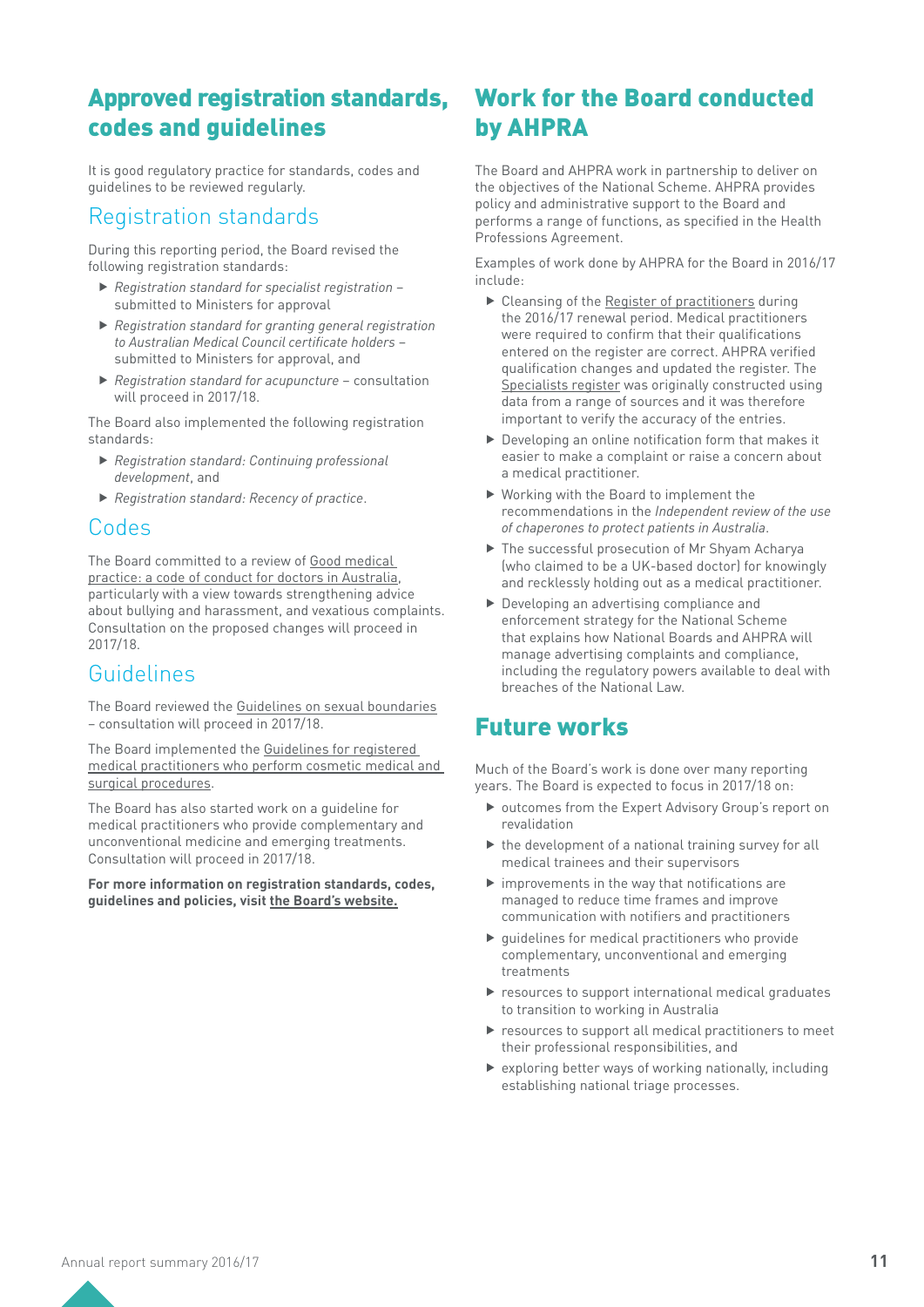## Approved registration standards, codes and guidelines

It is good regulatory practice for standards, codes and guidelines to be reviewed regularly.

### Registration standards

During this reporting period, the Board revised the following registration standards:

- *Registration standard for specialist registration* – submitted to Ministers for approval
- *Registration standard for granting general registration to Australian Medical Council certificate holders* – submitted to Ministers for approval, and
- *Registration standard for acupuncture* – consultation will proceed in 2017/18.

The Board also implemented the following registration standards:

- *Registration standard: Continuing professional development*, and
- *Registration standard: Recency of practice*.

### Codes

The Board committed to a review of Good medical practice: a code of conduct for doctors in Australia, particularly with a view towards strengthening advice about bullying and harassment, and vexatious complaints. Consultation on the proposed changes will proceed in 2017/18.

### Guidelines

The Board reviewed the Guidelines on sexual boundaries – consultation will proceed in 2017/18.

The Board implemented the Guidelines for registered medical practitioners who perform cosmetic medical and surgical procedures.

The Board has also started work on a guideline for medical practitioners who provide complementary and unconventional medicine and emerging treatments. Consultation will proceed in 2017/18.

**For more information on registration standards, codes, guidelines and policies, visit the Board's website.**

## Work for the Board conducted by AHPRA

The Board and AHPRA work in partnership to deliver on the objectives of the National Scheme. AHPRA provides policy and administrative support to the Board and performs a range of functions, as specified in the Health Professions Agreement.

Examples of work done by AHPRA for the Board in 2016/17 include:

- Cleansing of the Register of practitioners during the 2016/17 renewal period. Medical practitioners were required to confirm that their qualifications entered on the register are correct. AHPRA verified qualification changes and updated the register. The Specialists register was originally constructed using data from a range of sources and it was therefore important to verify the accuracy of the entries.
- Developing an online notification form that makes it easier to make a complaint or raise a concern about a medical practitioner.
- Working with the Board to implement the recommendations in the *Independent review of the use of chaperones to protect patients in Australia*.
- The successful prosecution of Mr Shyam Acharya (who claimed to be a UK-based doctor) for knowingly and recklessly holding out as a medical practitioner.
- Developing an advertising compliance and enforcement strategy for the National Scheme that explains how National Boards and AHPRA will manage advertising complaints and compliance, including the regulatory powers available to deal with breaches of the National Law.

## Future works

Much of the Board's work is done over many reporting years. The Board is expected to focus in 2017/18 on:

- outcomes from the Expert Advisory Group's report on revalidation
- the development of a national training survey for all medical trainees and their supervisors
- improvements in the way that notifications are managed to reduce time frames and improve communication with notifiers and practitioners
- guidelines for medical practitioners who provide complementary, unconventional and emerging treatments
- resources to support international medical graduates to transition to working in Australia
- resources to support all medical practitioners to meet their professional responsibilities, and
- exploring better ways of working nationally, including establishing national triage processes.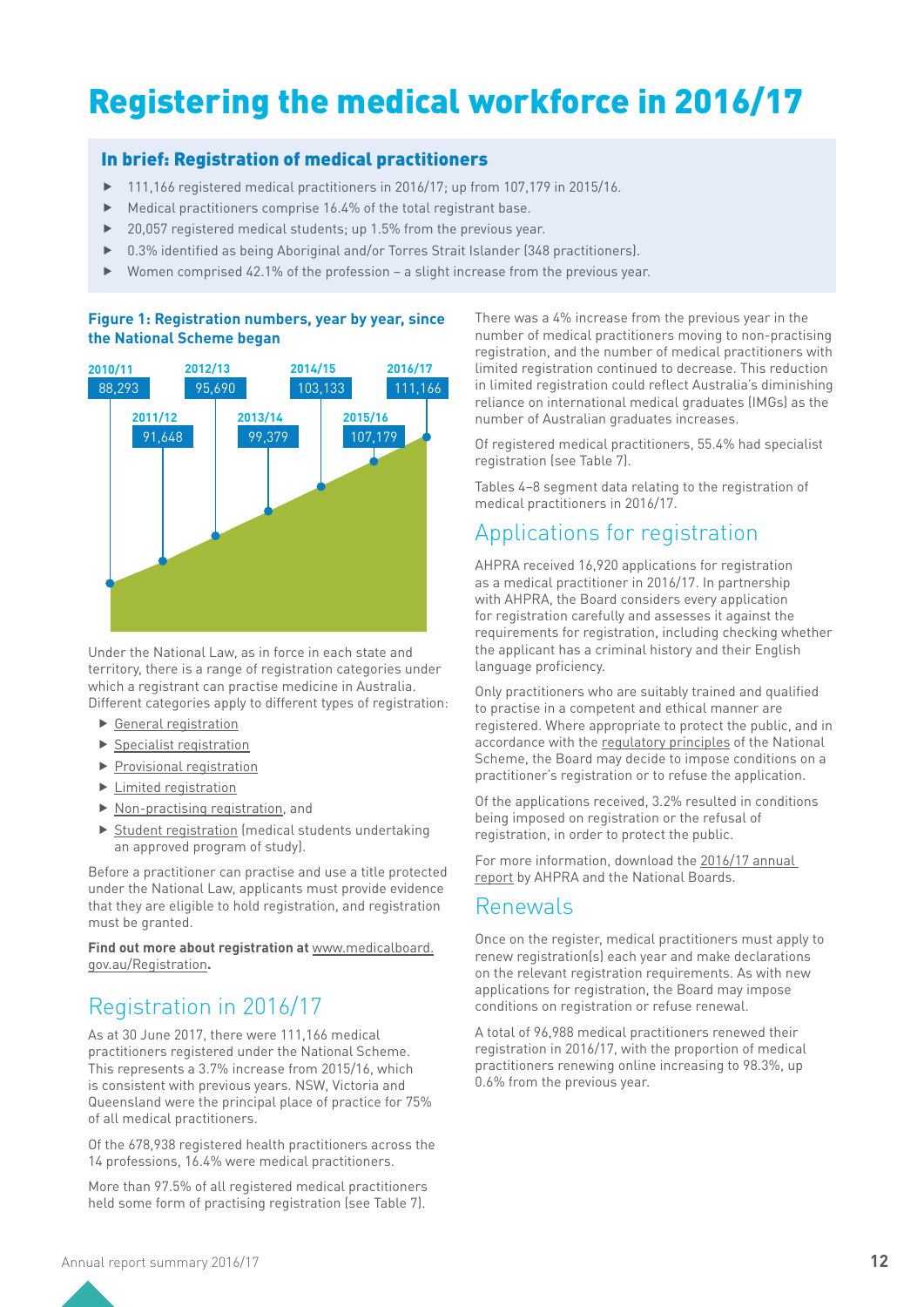# Registering the medical workforce in 2016/17

## In brief: Registration of medical practitioners

- 111,166 registered medical practitioners in 2016/17; up from 107,179 in 2015/16.
- Medical practitioners comprise 16.4% of the total registrant base.
- 20,057 registered medical students; up 1.5% from the previous year.
- 0.3% identified as being Aboriginal and/or Torres Strait Islander (348 practitioners).
- Women comprised 42.1% of the profession – a slight increase from the previous year.

**Figure 1: Registration numbers, year by year, since the National Scheme began**

| Year | Registrations |
|---|---|
| 2010/11 | 88,293 |
| 2011/12 | 91,648 |
| 2012/13 | 95,690 |
| 2013/14 | 99,379 |
| 2014/15 | 103,133 |
| 2015/16 | 107,179 |
| 2016/17 | 111,166 |

Under the National Law, as in force in each state and territory, there is a range of registration categories under which a registrant can practise medicine in Australia. Different categories apply to different types of registration:

- General registration
- Specialist registration
- Provisional registration
- Limited registration
- Non-practising registration, and
- Student registration (medical students undertaking an approved program of study).

Before a practitioner can practise and use a title protected under the National Law, applicants must provide evidence that they are eligible to hold registration, and registration must be granted.

**Find out more about registration at** www.medicalboard.gov.au/Registration**.**

## Registration in 2016/17

As at 30 June 2017, there were 111,166 medical practitioners registered under the National Scheme. This represents a 3.7% increase from 2015/16, which is consistent with previous years. NSW, Victoria and Queensland were the principal place of practice for 75% of all medical practitioners.

Of the 678,938 registered health practitioners across the 14 professions, 16.4% were medical practitioners.

More than 97.5% of all registered medical practitioners held some form of practising registration (see Table 7).

There was a 4% increase from the previous year in the number of medical practitioners moving to non-practising registration, and the number of medical practitioners with limited registration continued to decrease. This reduction in limited registration could reflect Australia's diminishing reliance on international medical graduates (IMGs) as the number of Australian graduates increases.

Of registered medical practitioners, 55.4% had specialist registration (see Table 7).

Tables 4–8 segment data relating to the registration of medical practitioners in 2016/17.

## Applications for registration

AHPRA received 16,920 applications for registration as a medical practitioner in 2016/17. In partnership with AHPRA, the Board considers every application for registration carefully and assesses it against the requirements for registration, including checking whether the applicant has a criminal history and their English language proficiency.

Only practitioners who are suitably trained and qualified to practise in a competent and ethical manner are registered. Where appropriate to protect the public, and in accordance with the regulatory principles of the National Scheme, the Board may decide to impose conditions on a practitioner's registration or to refuse the application.

Of the applications received, 3.2% resulted in conditions being imposed on registration or the refusal of registration, in order to protect the public.

For more information, download the 2016/17 annual report by AHPRA and the National Boards.

## Renewals

Once on the register, medical practitioners must apply to renew registration(s) each year and make declarations on the relevant registration requirements. As with new applications for registration, the Board may impose conditions on registration or refuse renewal.

A total of 96,988 medical practitioners renewed their registration in 2016/17, with the proportion of medical practitioners renewing online increasing to 98.3%, up 0.6% from the previous year.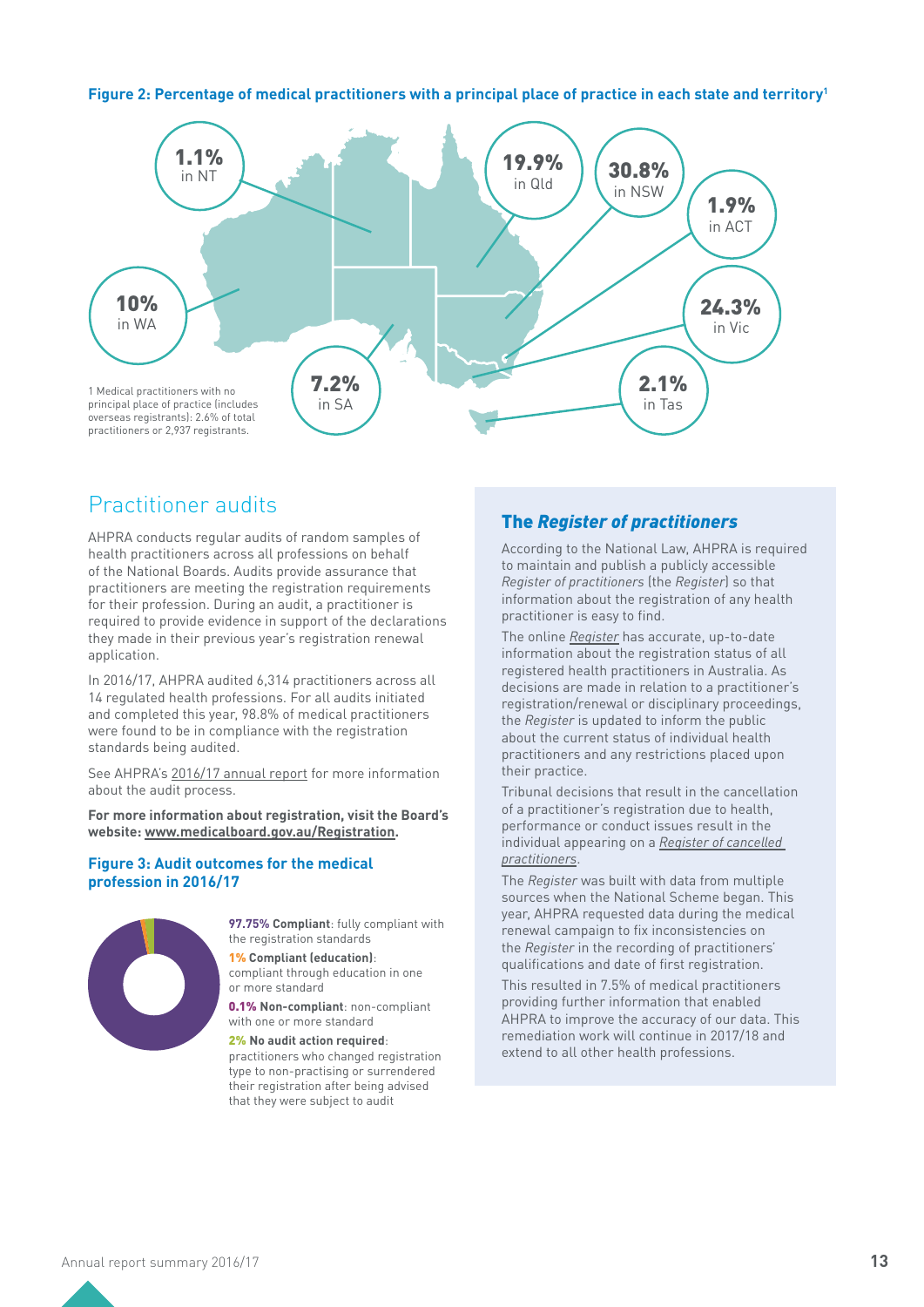**Figure 2: Percentage of medical practitioners with a principal place of practice in each state and territory[1]**

1.1% in NT

19.9% in Qld

30.8% in NSW

1.9% in ACT

10% in WA

24.3% in Vic

7.2% in SA

2.1% in Tas

1 Medical practitioners with no principal place of practice (includes overseas registrants): 2.6% of total practitioners or 2,937 registrants.

## Practitioner audits

AHPRA conducts regular audits of random samples of health practitioners across all professions on behalf of the National Boards. Audits provide assurance that practitioners are meeting the registration requirements for their profession. During an audit, a practitioner is required to provide evidence in support of the declarations they made in their previous year's registration renewal application.

In 2016/17, AHPRA audited 6,314 practitioners across all 14 regulated health professions. For all audits initiated and completed this year, 98.8% of medical practitioners were found to be in compliance with the registration standards being audited.

See AHPRA's 2016/17 annual report for more information about the audit process.

**For more information about registration, visit the Board's website: www.medicalboard.gov.au/Registration.**

**Figure 3: Audit outcomes for the medical profession in 2016/17**

**97.75% Compliant**: fully compliant with the registration standards

**1% Compliant (education)**: compliant through education in one or more standard

**0.1% Non-compliant**: non-compliant with one or more standard

**2% No audit action required**: practitioners who changed registration type to non-practising or surrendered their registration after being advised that they were subject to audit

### The *Register of practitioners*

According to the National Law, AHPRA is required to maintain and publish a publicly accessible *Register of practitioners* (the *Register*) so that information about the registration of any health practitioner is easy to find.

The online *Register* has accurate, up-to-date information about the registration status of all registered health practitioners in Australia. As decisions are made in relation to a practitioner's registration/renewal or disciplinary proceedings, the *Register* is updated to inform the public about the current status of individual health practitioners and any restrictions placed upon their practice.

Tribunal decisions that result in the cancellation of a practitioner's registration due to health, performance or conduct issues result in the individual appearing on a *Register of cancelled practitioners*.

The *Register* was built with data from multiple sources when the National Scheme began. This year, AHPRA requested data during the medical renewal campaign to fix inconsistencies on the *Register* in the recording of practitioners' qualifications and date of first registration.

This resulted in 7.5% of medical practitioners providing further information that enabled AHPRA to improve the accuracy of our data. This remediation work will continue in 2017/18 and extend to all other health professions.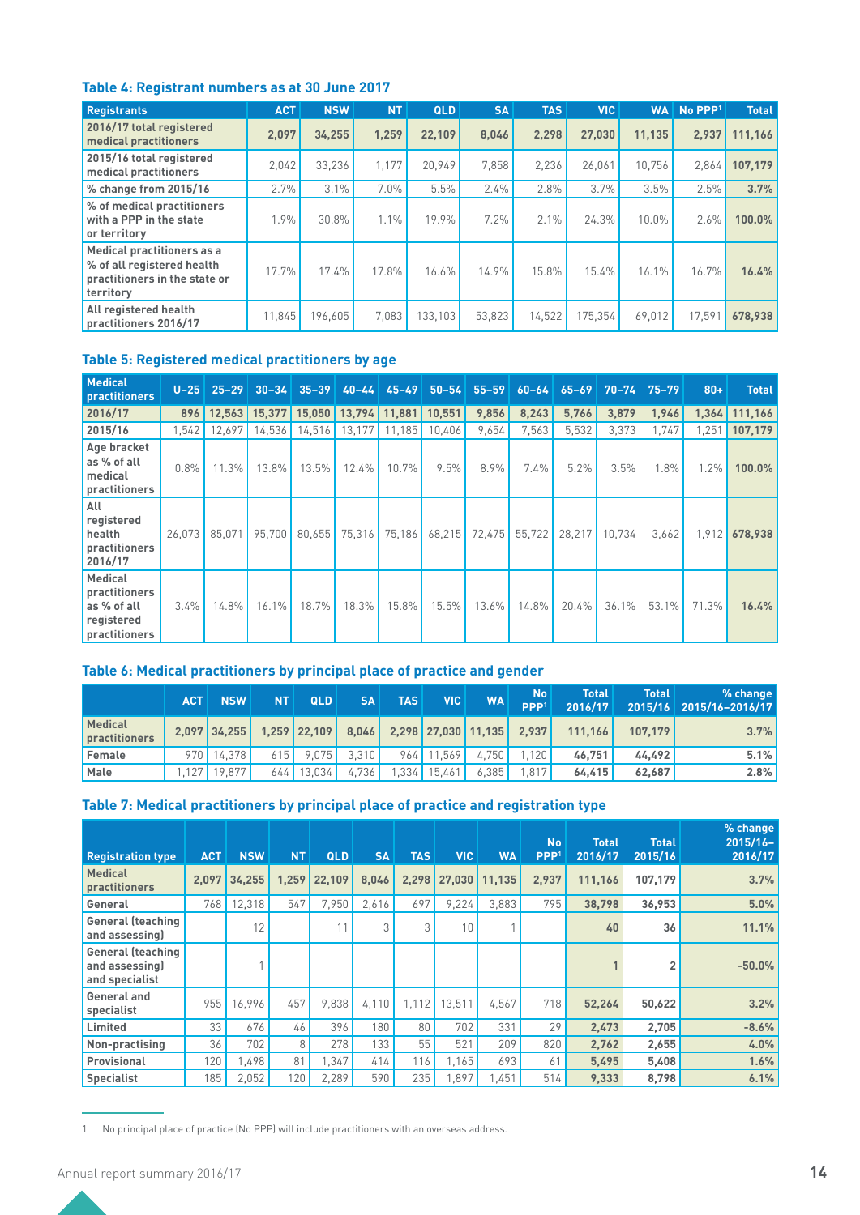### Table 4: Registrant numbers as at 30 June 2017

| Registrants | ACT | NSW | NT | QLD | SA | TAS | VIC | WA | No PPP[1] | Total |
|---|---|---|---|---|---|---|---|---|---|---|
| **2016/17 total registered medical practitioners** | **2,097** | **34,255** | **1,259** | **22,109** | **8,046** | **2,298** | **27,030** | **11,135** | **2,937** | **111,166** |
| 2015/16 total registered medical practitioners | 2,042 | 33,236 | 1,177 | 20,949 | 7,858 | 2,236 | 26,061 | 10,756 | 2,864 | **107,179** |
| % change from 2015/16 | 2.7% | 3.1% | 7.0% | 5.5% | 2.4% | 2.8% | 3.7% | 3.5% | 2.5% | **3.7%** |
| % of medical practitioners with a PPP in the state or territory | 1.9% | 30.8% | 1.1% | 19.9% | 7.2% | 2.1% | 24.3% | 10.0% | 2.6% | **100.0%** |
| Medical practitioners as a % of all registered health practitioners in the state or territory | 17.7% | 17.4% | 17.8% | 16.6% | 14.9% | 15.8% | 15.4% | 16.1% | 16.7% | **16.4%** |
| All registered health practitioners 2016/17 | 11,845 | 196,605 | 7,083 | 133,103 | 53,823 | 14,522 | 175,354 | 69,012 | 17,591 | **678,938** |

### Table 5: Registered medical practitioners by age

| Medical practitioners | U–25 | 25–29 | 30–34 | 35–39 | 40–44 | 45–49 | 50–54 | 55–59 | 60–64 | 65–69 | 70–74 | 75–79 | 80+ | Total |
|---|---|---|---|---|---|---|---|---|---|---|---|---|---|---|
| **2016/17** | **896** | **12,563** | **15,377** | **15,050** | **13,794** | **11,881** | **10,551** | **9,856** | **8,243** | **5,766** | **3,879** | **1,946** | **1,364** | **111,166** |
| 2015/16 | 1,542 | 12,697 | 14,536 | 14,516 | 13,177 | 11,185 | 10,406 | 9,654 | 7,563 | 5,532 | 3,373 | 1,747 | 1,251 | **107,179** |
| Age bracket as % of all medical practitioners | 0.8% | 11.3% | 13.8% | 13.5% | 12.4% | 10.7% | 9.5% | 8.9% | 7.4% | 5.2% | 3.5% | 1.8% | 1.2% | **100.0%** |
| All registered health practitioners 2016/17 | 26,073 | 85,071 | 95,700 | 80,655 | 75,316 | 75,186 | 68,215 | 72,475 | 55,722 | 28,217 | 10,734 | 3,662 | 1,912 | **678,938** |
| Medical practitioners as % of all registered practitioners | 3.4% | 14.8% | 16.1% | 18.7% | 18.3% | 15.8% | 15.5% | 13.6% | 14.8% | 20.4% | 36.1% | 53.1% | 71.3% | **16.4%** |

### Table 6: Medical practitioners by principal place of practice and gender

| | ACT | NSW | NT | QLD | SA | TAS | VIC | WA | No PPP[1] | Total 2016/17 | Total 2015/16 | % change 2015/16–2016/17 |
|---|---|---|---|---|---|---|---|---|---|---|---|---|
| **Medical practitioners** | **2,097** | **34,255** | **1,259** | **22,109** | **8,046** | **2,298** | **27,030** | **11,135** | **2,937** | **111,166** | **107,179** | **3.7%** |
| Female | 970 | 14,378 | 615 | 9,075 | 3,310 | 964 | 11,569 | 4,750 | 1,120 | **46,751** | **44,492** | **5.1%** |
| Male | 1,127 | 19,877 | 644 | 13,034 | 4,736 | 1,334 | 15,461 | 6,385 | 1,817 | **64,415** | **62,687** | **2.8%** |

### Table 7: Medical practitioners by principal place of practice and registration type

| Registration type | ACT | NSW | NT | QLD | SA | TAS | VIC | WA | No PPP[1] | Total 2016/17 | Total 2015/16 | % change 2015/16–2016/17 |
|---|---|---|---|---|---|---|---|---|---|---|---|---|
| **Medical practitioners** | **2,097** | **34,255** | **1,259** | **22,109** | **8,046** | **2,298** | **27,030** | **11,135** | **2,937** | **111,166** | **107,179** | **3.7%** |
| General | 768 | 12,318 | 547 | 7,950 | 2,616 | 697 | 9,224 | 3,883 | 795 | **38,798** | **36,953** | **5.0%** |
| General (teaching and assessing) | | 12 | | 11 | 3 | 3 | 10 | 1 | | **40** | **36** | **11.1%** |
| General (teaching and assessing) and specialist | | 1 | | | | | | | | **1** | **2** | **-50.0%** |
| General and specialist | 955 | 16,996 | 457 | 9,838 | 4,110 | 1,112 | 13,511 | 4,567 | 718 | **52,264** | **50,622** | **3.2%** |
| Limited | 33 | 676 | 46 | 396 | 180 | 80 | 702 | 331 | 29 | **2,473** | **2,705** | **-8.6%** |
| Non-practising | 36 | 702 | 8 | 278 | 133 | 55 | 521 | 209 | 820 | **2,762** | **2,655** | **4.0%** |
| Provisional | 120 | 1,498 | 81 | 1,347 | 414 | 116 | 1,165 | 693 | 61 | **5,495** | **5,408** | **1.6%** |
| Specialist | 185 | 2,052 | 120 | 2,289 | 590 | 235 | 1,897 | 1,451 | 514 | **9,333** | **8,798** | **6.1%** |

1 No principal place of practice (No PPP) will include practitioners with an overseas address.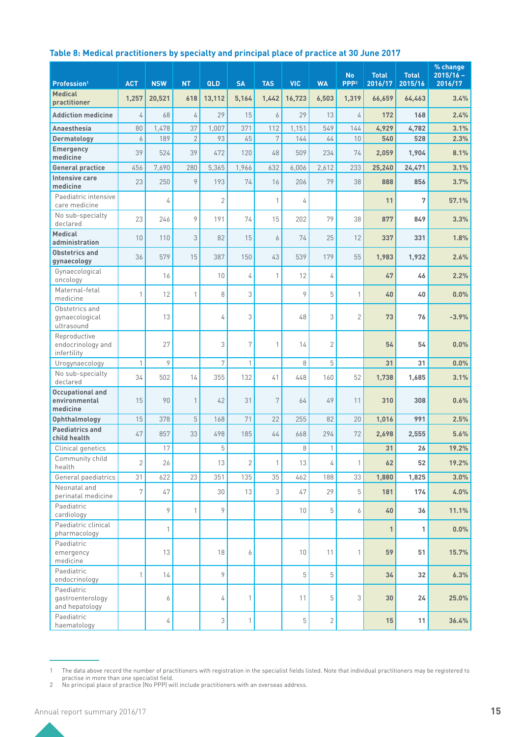### Table 8: Medical practitioners by specialty and principal place of practice at 30 June 2017

| Profession[1] | ACT | NSW | NT | QLD | SA | TAS | VIC | WA | No PPP[2] | Total 2016/17 | Total 2015/16 | % change 2015/16 – 2016/17 |
|---|---|---|---|---|---|---|---|---|---|---|---|---|
| **Medical practitioner** | **1,257** | **20,521** | **618** | **13,112** | **5,164** | **1,442** | **16,723** | **6,503** | **1,319** | **66,659** | **64,463** | **3.4%** |
| **Addiction medicine** | 4 | 68 | 4 | 29 | 15 | 6 | 29 | 13 | 4 | **172** | **168** | **2.4%** |
| **Anaesthesia** | 80 | 1,478 | 37 | 1,007 | 371 | 112 | 1,151 | 549 | 144 | **4,929** | **4,782** | **3.1%** |
| **Dermatology** | 6 | 189 | 2 | 93 | 45 | 7 | 144 | 44 | 10 | **540** | **528** | **2.3%** |
| **Emergency medicine** | 39 | 524 | 39 | 472 | 120 | 48 | 509 | 234 | 74 | **2,059** | **1,904** | **8.1%** |
| **General practice** | 456 | 7,690 | 280 | 5,365 | 1,966 | 632 | 6,006 | 2,612 | 233 | **25,240** | **24,471** | **3.1%** |
| **Intensive care medicine** | 23 | 250 | 9 | 193 | 74 | 16 | 206 | 79 | 38 | **888** | **856** | **3.7%** |
| Paediatric intensive care medicine | | 4 | | 2 | | 1 | 4 | | | **11** | **7** | **57.1%** |
| No sub-specialty declared | 23 | 246 | 9 | 191 | 74 | 15 | 202 | 79 | 38 | **877** | **849** | **3.3%** |
| **Medical administration** | 10 | 110 | 3 | 82 | 15 | 6 | 74 | 25 | 12 | **337** | **331** | **1.8%** |
| **Obstetrics and gynaecology** | 36 | 579 | 15 | 387 | 150 | 43 | 539 | 179 | 55 | **1,983** | **1,932** | **2.6%** |
| Gynaecological oncology | | 16 | | 10 | 4 | 1 | 12 | 4 | | **47** | **46** | **2.2%** |
| Maternal-fetal medicine | 1 | 12 | 1 | 8 | 3 | | 9 | 5 | 1 | **40** | **40** | **0.0%** |
| Obstetrics and gynaecological ultrasound | | 13 | | 4 | 3 | | 48 | 3 | 2 | **73** | **76** | **-3.9%** |
| Reproductive endocrinology and infertility | | 27 | | 3 | 7 | 1 | 14 | 2 | | **54** | **54** | **0.0%** |
| Urogynaecology | 1 | 9 | | 7 | 1 | | 8 | 5 | | **31** | **31** | **0.0%** |
| No sub-specialty declared | 34 | 502 | 14 | 355 | 132 | 41 | 448 | 160 | 52 | **1,738** | **1,685** | **3.1%** |
| **Occupational and environmental medicine** | 15 | 90 | 1 | 42 | 31 | 7 | 64 | 49 | 11 | **310** | **308** | **0.6%** |
| **Ophthalmology** | 15 | 378 | 5 | 168 | 71 | 22 | 255 | 82 | 20 | **1,016** | **991** | **2.5%** |
| **Paediatrics and child health** | 47 | 857 | 33 | 498 | 185 | 44 | 668 | 294 | 72 | **2,698** | **2,555** | **5.6%** |
| Clinical genetics | | 17 | | 5 | | | 8 | 1 | | **31** | **26** | **19.2%** |
| Community child health | 2 | 26 | | 13 | 2 | 1 | 13 | 4 | 1 | **62** | **52** | **19.2%** |
| General paediatrics | 31 | 622 | 23 | 351 | 135 | 35 | 462 | 188 | 33 | **1,880** | **1,825** | **3.0%** |
| Neonatal and perinatal medicine | 7 | 47 | | 30 | 13 | 3 | 47 | 29 | 5 | **181** | **174** | **4.0%** |
| Paediatric cardiology | | 9 | 1 | 9 | | | 10 | 5 | 6 | **40** | **36** | **11.1%** |
| Paediatric clinical pharmacology | | 1 | | | | | | | | **1** | **1** | **0.0%** |
| Paediatric emergency medicine | | 13 | | 18 | 6 | | 10 | 11 | 1 | **59** | **51** | **15.7%** |
| Paediatric endocrinology | 1 | 14 | | 9 | | | 5 | 5 | | **34** | **32** | **6.3%** |
| Paediatric gastroenterology and hepatology | | 6 | | 4 | 1 | | 11 | 5 | 3 | **30** | **24** | **25.0%** |
| Paediatric haematology | | 4 | | 3 | 1 | | 5 | 2 | | **15** | **11** | **36.4%** |

1 The data above record the number of practitioners with registration in the specialist fields listed. Note that individual practitioners may be registered to practise in more than one specialist field.

2 No principal place of practice (No PPP) will include practitioners with an overseas address.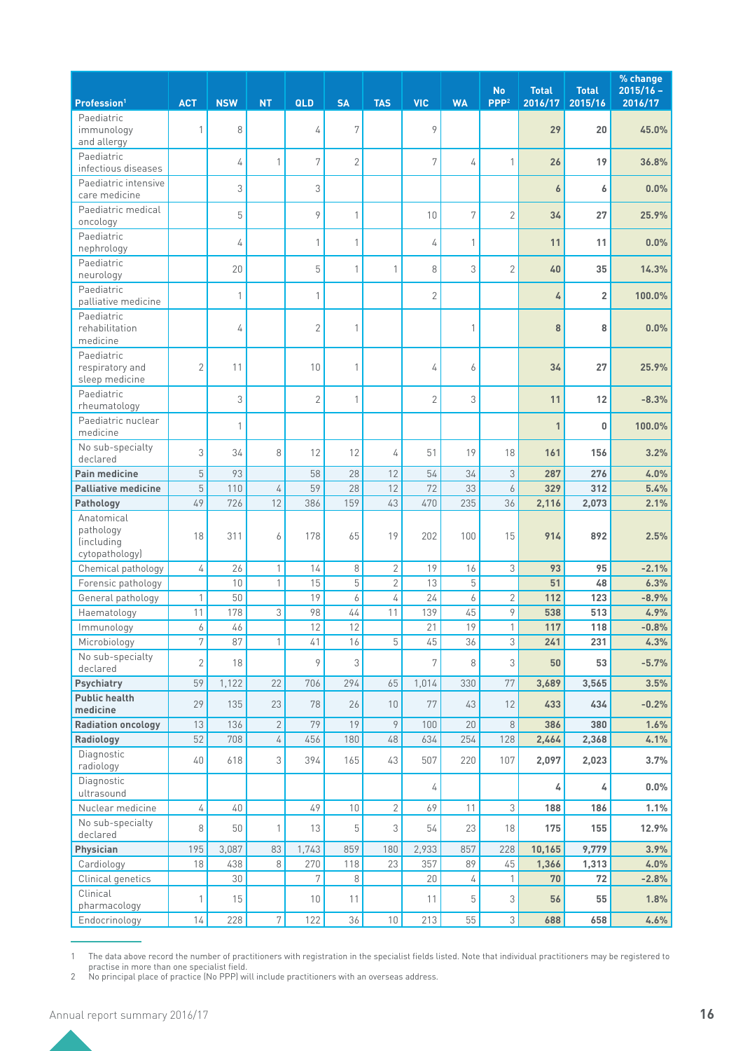| Profession[1] | ACT | NSW | NT | QLD | SA | TAS | VIC | WA | No PPP[2] | Total 2016/17 | Total 2015/16 | % change 2015/16 – 2016/17 |
|---|---|---|---|---|---|---|---|---|---|---|---|---|
| Paediatric immunology and allergy | 1 | 8 | | 4 | 7 | | 9 | | | **29** | **20** | **45.0%** |
| Paediatric infectious diseases | | 4 | 1 | 7 | 2 | | 7 | 4 | 1 | **26** | **19** | **36.8%** |
| Paediatric intensive care medicine | | 3 | | 3 | | | | | | **6** | **6** | **0.0%** |
| Paediatric medical oncology | | 5 | | 9 | 1 | | 10 | 7 | 2 | **34** | **27** | **25.9%** |
| Paediatric nephrology | | 4 | | 1 | 1 | | 4 | 1 | | **11** | **11** | **0.0%** |
| Paediatric neurology | | 20 | | 5 | 1 | 1 | 8 | 3 | 2 | **40** | **35** | **14.3%** |
| Paediatric palliative medicine | | 1 | | 1 | | | 2 | | | **4** | **2** | **100.0%** |
| Paediatric rehabilitation medicine | | 4 | | 2 | 1 | | | 1 | | **8** | **8** | **0.0%** |
| Paediatric respiratory and sleep medicine | 2 | 11 | | 10 | 1 | | 4 | 6 | | **34** | **27** | **25.9%** |
| Paediatric rheumatology | | 3 | | 2 | 1 | | 2 | 3 | | **11** | **12** | **-8.3%** |
| Paediatric nuclear medicine | | 1 | | | | | | | | **1** | **0** | **100.0%** |
| No sub-specialty declared | 3 | 34 | 8 | 12 | 12 | 4 | 51 | 19 | 18 | **161** | **156** | **3.2%** |
| **Pain medicine** | 5 | 93 | | 58 | 28 | 12 | 54 | 34 | 3 | **287** | **276** | **4.0%** |
| **Palliative medicine** | 5 | 110 | 4 | 59 | 28 | 12 | 72 | 33 | 6 | **329** | **312** | **5.4%** |
| **Pathology** | 49 | 726 | 12 | 386 | 159 | 43 | 470 | 235 | 36 | **2,116** | **2,073** | **2.1%** |
| Anatomical pathology (including cytopathology) | 18 | 311 | 6 | 178 | 65 | 19 | 202 | 100 | 15 | **914** | **892** | **2.5%** |
| Chemical pathology | 4 | 26 | 1 | 14 | 8 | 2 | 19 | 16 | 3 | **93** | **95** | **-2.1%** |
| Forensic pathology | | 10 | 1 | 15 | 5 | 2 | 13 | 5 | | **51** | **48** | **6.3%** |
| General pathology | 1 | 50 | | 19 | 6 | 4 | 24 | 6 | 2 | **112** | **123** | **-8.9%** |
| Haematology | 11 | 178 | 3 | 98 | 44 | 11 | 139 | 45 | 9 | **538** | **513** | **4.9%** |
| Immunology | 6 | 46 | | 12 | 12 | | 21 | 19 | 1 | **117** | **118** | **-0.8%** |
| Microbiology | 7 | 87 | 1 | 41 | 16 | 5 | 45 | 36 | 3 | **241** | **231** | **4.3%** |
| No sub-specialty declared | 2 | 18 | | 9 | 3 | | 7 | 8 | 3 | **50** | **53** | **-5.7%** |
| **Psychiatry** | 59 | 1,122 | 22 | 706 | 294 | 65 | 1,014 | 330 | 77 | **3,689** | **3,565** | **3.5%** |
| **Public health medicine** | 29 | 135 | 23 | 78 | 26 | 10 | 77 | 43 | 12 | **433** | **434** | **-0.2%** |
| **Radiation oncology** | 13 | 136 | 2 | 79 | 19 | 9 | 100 | 20 | 8 | **386** | **380** | **1.6%** |
| **Radiology** | 52 | 708 | 4 | 456 | 180 | 48 | 634 | 254 | 128 | **2,464** | **2,368** | **4.1%** |
| Diagnostic radiology | 40 | 618 | 3 | 394 | 165 | 43 | 507 | 220 | 107 | **2,097** | **2,023** | **3.7%** |
| Diagnostic ultrasound | | | | | | | 4 | | | **4** | **4** | **0.0%** |
| Nuclear medicine | 4 | 40 | | 49 | 10 | 2 | 69 | 11 | 3 | **188** | **186** | **1.1%** |
| No sub-specialty declared | 8 | 50 | 1 | 13 | 5 | 3 | 54 | 23 | 18 | **175** | **155** | **12.9%** |
| **Physician** | 195 | 3,087 | 83 | 1,743 | 859 | 180 | 2,933 | 857 | 228 | **10,165** | **9,779** | **3.9%** |
| Cardiology | 18 | 438 | 8 | 270 | 118 | 23 | 357 | 89 | 45 | **1,366** | **1,313** | **4.0%** |
| Clinical genetics | | 30 | | 7 | 8 | | 20 | 4 | 1 | **70** | **72** | **-2.8%** |
| Clinical pharmacology | 1 | 15 | | 10 | 11 | | 11 | 5 | 3 | **56** | **55** | **1.8%** |
| Endocrinology | 14 | 228 | 7 | 122 | 36 | 10 | 213 | 55 | 3 | **688** | **658** | **4.6%** |

1 The data above record the number of practitioners with registration in the specialist fields listed. Note that individual practitioners may be registered to practise in more than one specialist field.
2 No principal place of practice (No PPP) will include practitioners with an overseas address.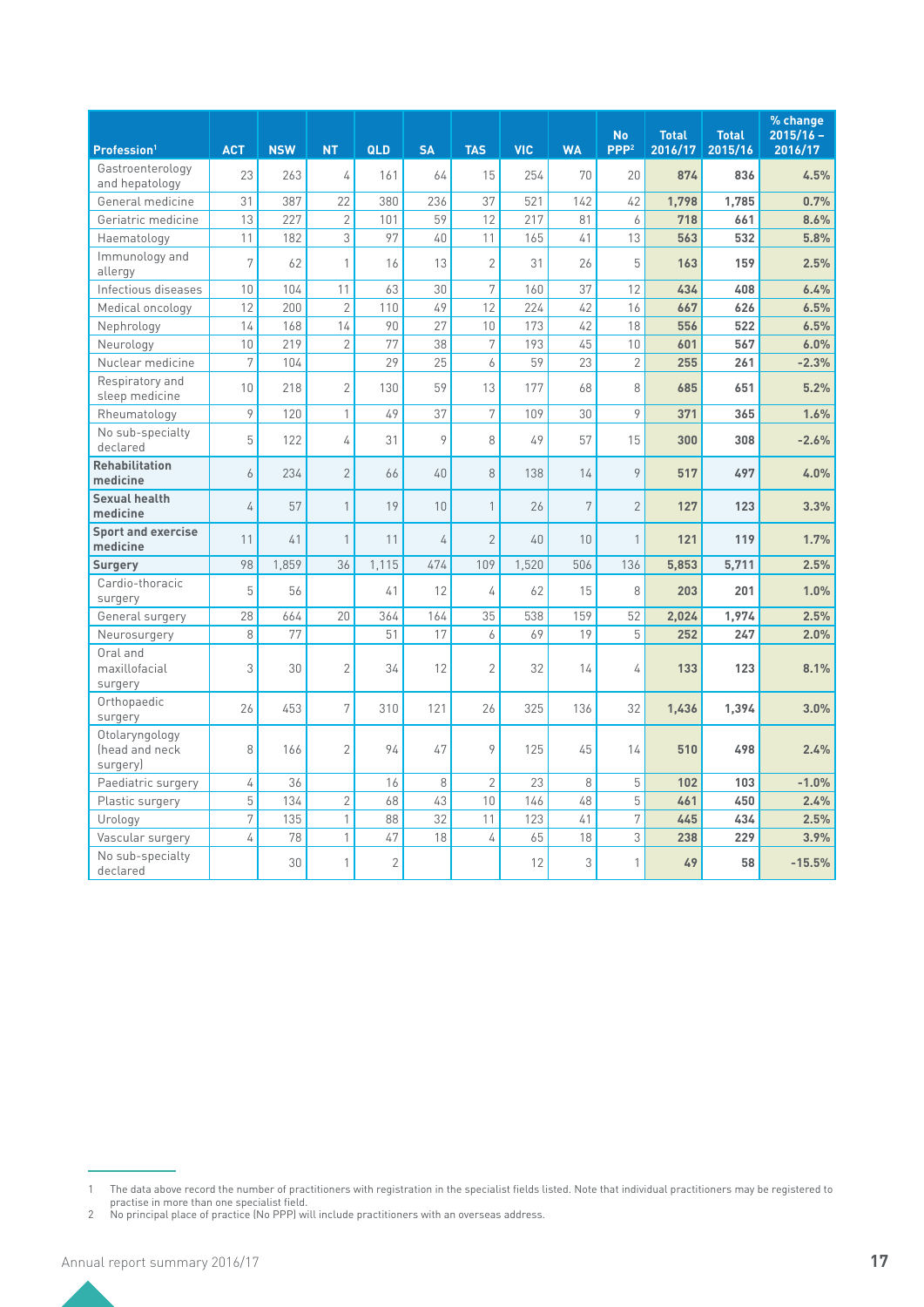| Profession[1] | ACT | NSW | NT | QLD | SA | TAS | VIC | WA | No PPP[2] | Total 2016/17 | Total 2015/16 | % change 2015/16 – 2016/17 |
|---|---|---|---|---|---|---|---|---|---|---|---|---|
| Gastroenterology and hepatology | 23 | 263 | 4 | 161 | 64 | 15 | 254 | 70 | 20 | **874** | **836** | **4.5%** |
| General medicine | 31 | 387 | 22 | 380 | 236 | 37 | 521 | 142 | 42 | **1,798** | **1,785** | **0.7%** |
| Geriatric medicine | 13 | 227 | 2 | 101 | 59 | 12 | 217 | 81 | 6 | **718** | **661** | **8.6%** |
| Haematology | 11 | 182 | 3 | 97 | 40 | 11 | 165 | 41 | 13 | **563** | **532** | **5.8%** |
| Immunology and allergy | 7 | 62 | 1 | 16 | 13 | 2 | 31 | 26 | 5 | **163** | **159** | **2.5%** |
| Infectious diseases | 10 | 104 | 11 | 63 | 30 | 7 | 160 | 37 | 12 | **434** | **408** | **6.4%** |
| Medical oncology | 12 | 200 | 2 | 110 | 49 | 12 | 224 | 42 | 16 | **667** | **626** | **6.5%** |
| Nephrology | 14 | 168 | 14 | 90 | 27 | 10 | 173 | 42 | 18 | **556** | **522** | **6.5%** |
| Neurology | 10 | 219 | 2 | 77 | 38 | 7 | 193 | 45 | 10 | **601** | **567** | **6.0%** |
| Nuclear medicine | 7 | 104 | | 29 | 25 | 6 | 59 | 23 | 2 | **255** | **261** | **-2.3%** |
| Respiratory and sleep medicine | 10 | 218 | 2 | 130 | 59 | 13 | 177 | 68 | 8 | **685** | **651** | **5.2%** |
| Rheumatology | 9 | 120 | 1 | 49 | 37 | 7 | 109 | 30 | 9 | **371** | **365** | **1.6%** |
| No sub-specialty declared | 5 | 122 | 4 | 31 | 9 | 8 | 49 | 57 | 15 | **300** | **308** | **-2.6%** |
| **Rehabilitation medicine** | 6 | 234 | 2 | 66 | 40 | 8 | 138 | 14 | 9 | **517** | **497** | **4.0%** |
| **Sexual health medicine** | 4 | 57 | 1 | 19 | 10 | 1 | 26 | 7 | 2 | **127** | **123** | **3.3%** |
| **Sport and exercise medicine** | 11 | 41 | 1 | 11 | 4 | 2 | 40 | 10 | 1 | **121** | **119** | **1.7%** |
| **Surgery** | 98 | 1,859 | 36 | 1,115 | 474 | 109 | 1,520 | 506 | 136 | **5,853** | **5,711** | **2.5%** |
| Cardio-thoracic surgery | 5 | 56 | | 41 | 12 | 4 | 62 | 15 | 8 | **203** | **201** | **1.0%** |
| General surgery | 28 | 664 | 20 | 364 | 164 | 35 | 538 | 159 | 52 | **2,024** | **1,974** | **2.5%** |
| Neurosurgery | 8 | 77 | | 51 | 17 | 6 | 69 | 19 | 5 | **252** | **247** | **2.0%** |
| Oral and maxillofacial surgery | 3 | 30 | 2 | 34 | 12 | 2 | 32 | 14 | 4 | **133** | **123** | **8.1%** |
| Orthopaedic surgery | 26 | 453 | 7 | 310 | 121 | 26 | 325 | 136 | 32 | **1,436** | **1,394** | **3.0%** |
| Otolaryngology (head and neck surgery) | 8 | 166 | 2 | 94 | 47 | 9 | 125 | 45 | 14 | **510** | **498** | **2.4%** |
| Paediatric surgery | 4 | 36 | | 16 | 8 | 2 | 23 | 8 | 5 | **102** | **103** | **-1.0%** |
| Plastic surgery | 5 | 134 | 2 | 68 | 43 | 10 | 146 | 48 | 5 | **461** | **450** | **2.4%** |
| Urology | 7 | 135 | 1 | 88 | 32 | 11 | 123 | 41 | 7 | **445** | **434** | **2.5%** |
| Vascular surgery | 4 | 78 | 1 | 47 | 18 | 4 | 65 | 18 | 3 | **238** | **229** | **3.9%** |
| No sub-specialty declared | | 30 | 1 | 2 | | | 12 | 3 | 1 | **49** | **58** | **-15.5%** |

1 The data above record the number of practitioners with registration in the specialist fields listed. Note that individual practitioners may be registered to practise in more than one specialist field.
2 No principal place of practice (No PPP) will include practitioners with an overseas address.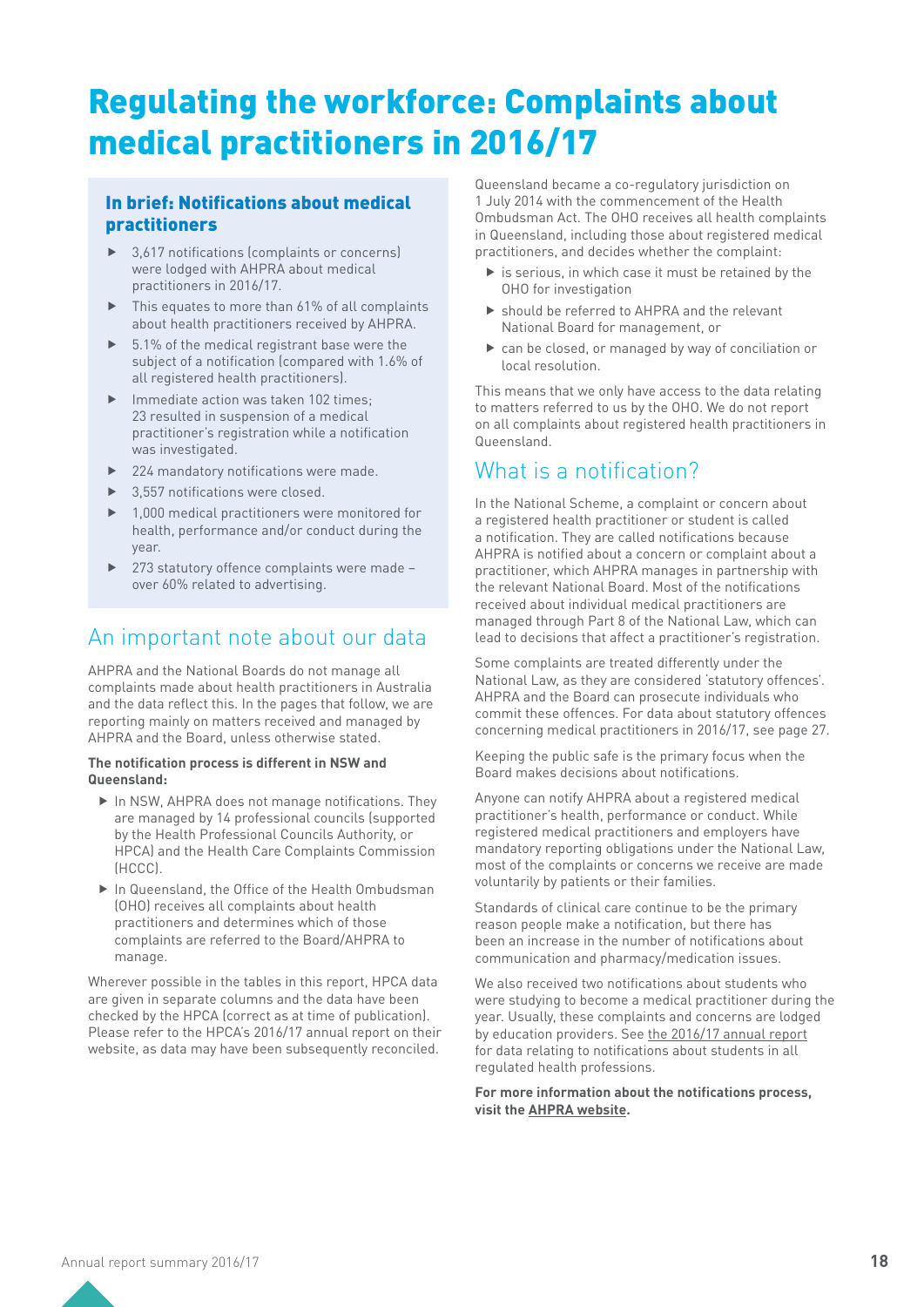# Regulating the workforce: Complaints about medical practitioners in 2016/17

### In brief: Notifications about medical practitioners

- 3,617 notifications (complaints or concerns) were lodged with AHPRA about medical practitioners in 2016/17.
- This equates to more than 61% of all complaints about health practitioners received by AHPRA.
- 5.1% of the medical registrant base were the subject of a notification (compared with 1.6% of all registered health practitioners).
- Immediate action was taken 102 times; 23 resulted in suspension of a medical practitioner's registration while a notification was investigated.
- 224 mandatory notifications were made.
- 3,557 notifications were closed.
- 1,000 medical practitioners were monitored for health, performance and/or conduct during the year.
- 273 statutory offence complaints were made – over 60% related to advertising.

## An important note about our data

AHPRA and the National Boards do not manage all complaints made about health practitioners in Australia and the data reflect this. In the pages that follow, we are reporting mainly on matters received and managed by AHPRA and the Board, unless otherwise stated.

**The notification process is different in NSW and Queensland:**

- In NSW, AHPRA does not manage notifications. They are managed by 14 professional councils (supported by the Health Professional Councils Authority, or HPCA) and the Health Care Complaints Commission (HCCC).
- In Queensland, the Office of the Health Ombudsman (OHO) receives all complaints about health practitioners and determines which of those complaints are referred to the Board/AHPRA to manage.

Wherever possible in the tables in this report, HPCA data are given in separate columns and the data have been checked by the HPCA (correct as at time of publication). Please refer to the HPCA's 2016/17 annual report on their website, as data may have been subsequently reconciled.

Queensland became a co-regulatory jurisdiction on 1 July 2014 with the commencement of the Health Ombudsman Act. The OHO receives all health complaints in Queensland, including those about registered medical practitioners, and decides whether the complaint:

- is serious, in which case it must be retained by the OHO for investigation
- should be referred to AHPRA and the relevant National Board for management, or
- can be closed, or managed by way of conciliation or local resolution.

This means that we only have access to the data relating to matters referred to us by the OHO. We do not report on all complaints about registered health practitioners in Queensland.

## What is a notification?

In the National Scheme, a complaint or concern about a registered health practitioner or student is called a notification. They are called notifications because AHPRA is notified about a concern or complaint about a practitioner, which AHPRA manages in partnership with the relevant National Board. Most of the notifications received about individual medical practitioners are managed through Part 8 of the National Law, which can lead to decisions that affect a practitioner's registration.

Some complaints are treated differently under the National Law, as they are considered 'statutory offences'. AHPRA and the Board can prosecute individuals who commit these offences. For data about statutory offences concerning medical practitioners in 2016/17, see page 27.

Keeping the public safe is the primary focus when the Board makes decisions about notifications.

Anyone can notify AHPRA about a registered medical practitioner's health, performance or conduct. While registered medical practitioners and employers have mandatory reporting obligations under the National Law, most of the complaints or concerns we receive are made voluntarily by patients or their families.

Standards of clinical care continue to be the primary reason people make a notification, but there has been an increase in the number of notifications about communication and pharmacy/medication issues.

We also received two notifications about students who were studying to become a medical practitioner during the year. Usually, these complaints and concerns are lodged by education providers. See the 2016/17 annual report for data relating to notifications about students in all regulated health professions.

**For more information about the notifications process, visit the AHPRA website.**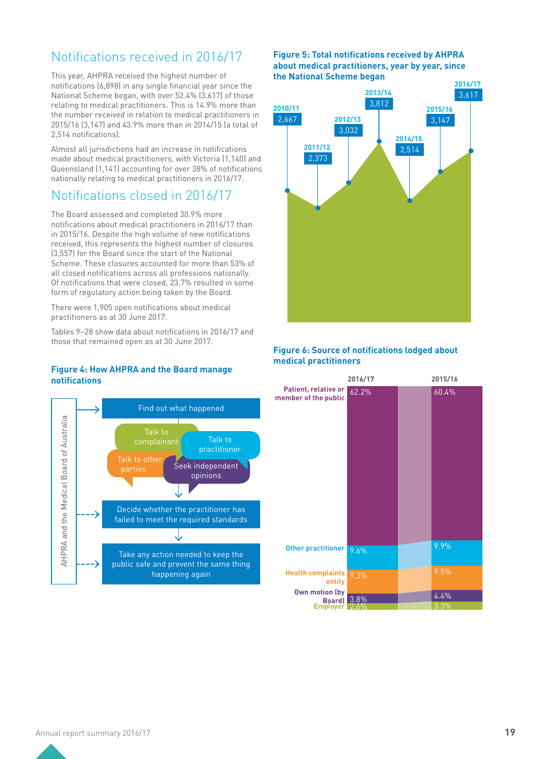## Notifications received in 2016/17

This year, AHPRA received the highest number of notifications (6,898) in any single financial year since the National Scheme began, with over 52.4% (3,617) of those relating to medical practitioners. This is 14.9% more than the number received in relation to medical practitioners in 2015/16 (3,147) and 43.9% more than in 2014/15 (a total of 2,514 notifications).

Almost all jurisdictions had an increase in notifications made about medical practitioners, with Victoria (1,140) and Queensland (1,141) accounting for over 38% of notifications nationally relating to medical practitioners in 2016/17.

## Notifications closed in 2016/17

The Board assessed and completed 30.9% more notifications about medical practitioners in 2016/17 than in 2015/16. Despite the high volume of new notifications received, this represents the highest number of closures (3,557) for the Board since the start of the National Scheme. These closures accounted for more than 53% of all closed notifications across all professions nationally. Of notifications that were closed, 23.7% resulted in some form of regulatory action being taken by the Board.

There were 1,905 open notifications about medical practitioners as at 30 June 2017.

Tables 9–28 show data about notifications in 2016/17 and those that remained open as at 30 June 2017.

**Figure 4: How AHPRA and the Board manage notifications**

AHPRA and the Medical Board of Australia

- Find out what happened
  - Talk to complainant
  - Talk to practitioner
  - Talk to other parties
  - Seek independent opinions
- Decide whether the practitioner has failed to meet the required standards
- Take any action needed to keep the public safe and prevent the same thing happening again

**Figure 5: Total notifications received by AHPRA about medical practitioners, year by year, since the National Scheme began**

| Year | Notifications |
|---|---|
| 2010/11 | 2,667 |
| 2011/12 | 2,373 |
| 2012/13 | 3,032 |
| 2013/14 | 3,812 |
| 2014/15 | 2,514 |
| 2015/16 | 3,147 |
| 2016/17 | 3,617 |

**Figure 6: Source of notifications lodged about medical practitioners**

| Source | 2016/17 | 2015/16 |
|---|---|---|
| Patient, relative or member of the public | 62.2% | 60.4% |
| Other practitioner | 9.6% | 9.9% |
| Health complaints entity | 9.3% | 9.5% |
| Own motion (by Board) | 3.8% | 4.4% |
| Employer | 2.6% | 3.3% |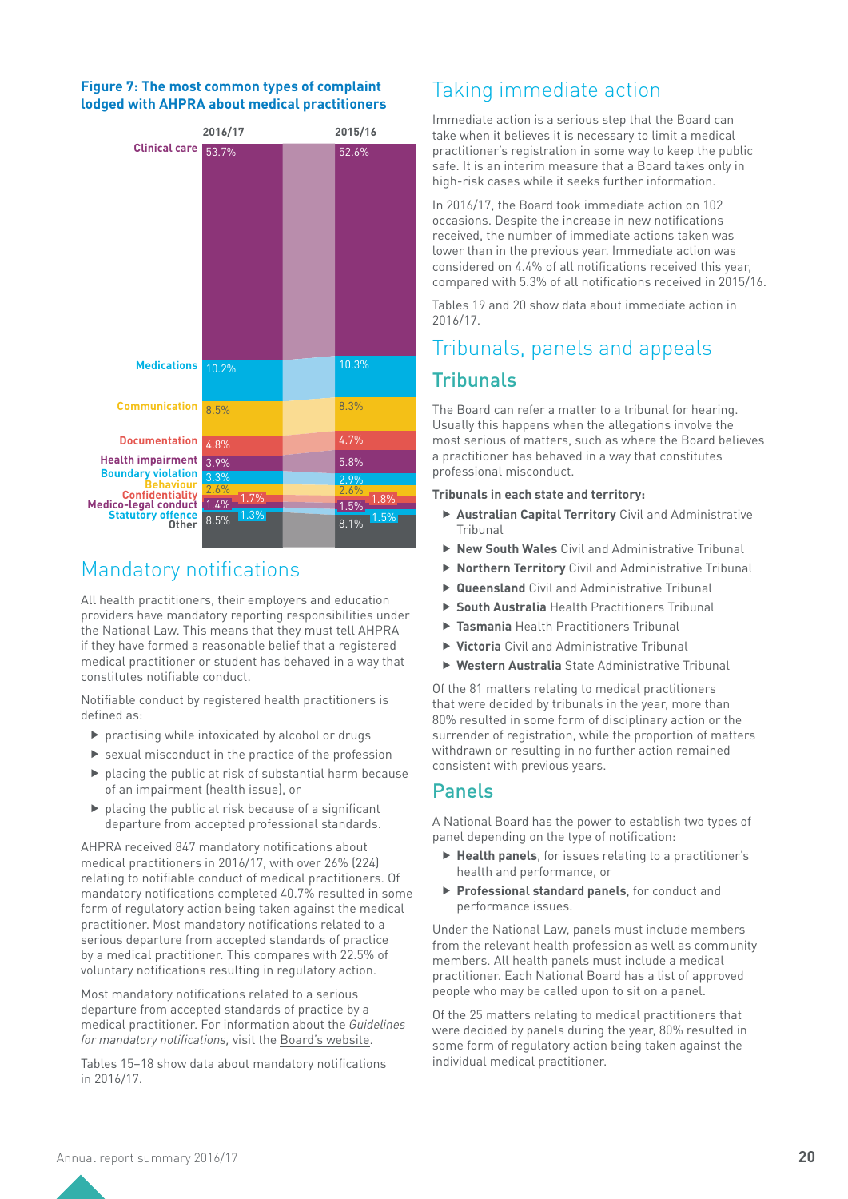**Figure 7: The most common types of complaint lodged with AHPRA about medical practitioners**

| Type | 2016/17 | 2015/16 |
|---|---|---|
| Clinical care | 53.7% | 52.6% |
| Medications | 10.2% | 10.3% |
| Communication | 8.5% | 8.3% |
| Documentation | 4.8% | 4.7% |
| Health impairment | 3.9% | 5.8% |
| Boundary violation | 3.3% | 2.9% |
| Behaviour | 2.6% | 2.6% |
| Confidentiality | 1.7% | 1.8% |
| Medico-legal conduct | 1.4% | 1.5% |
| Statutory offence | 1.3% | 1.5% |
| Other | 8.5% | 8.1% |

# Mandatory notifications

All health practitioners, their employers and education providers have mandatory reporting responsibilities under the National Law. This means that they must tell AHPRA if they have formed a reasonable belief that a registered medical practitioner or student has behaved in a way that constitutes notifiable conduct.

Notifiable conduct by registered health practitioners is defined as:

- practising while intoxicated by alcohol or drugs
- sexual misconduct in the practice of the profession
- placing the public at risk of substantial harm because of an impairment (health issue), or
- placing the public at risk because of a significant departure from accepted professional standards.

AHPRA received 847 mandatory notifications about medical practitioners in 2016/17, with over 26% (224) relating to notifiable conduct of medical practitioners. Of mandatory notifications completed 40.7% resulted in some form of regulatory action being taken against the medical practitioner. Most mandatory notifications related to a serious departure from accepted standards of practice by a medical practitioner. This compares with 22.5% of voluntary notifications resulting in regulatory action.

Most mandatory notifications related to a serious departure from accepted standards of practice by a medical practitioner. For information about the *Guidelines for mandatory notifications,* visit the Board's website.

Tables 15–18 show data about mandatory notifications in 2016/17.

# Taking immediate action

Immediate action is a serious step that the Board can take when it believes it is necessary to limit a medical practitioner's registration in some way to keep the public safe. It is an interim measure that a Board takes only in high-risk cases while it seeks further information.

In 2016/17, the Board took immediate action on 102 occasions. Despite the increase in new notifications received, the number of immediate actions taken was lower than in the previous year. Immediate action was considered on 4.4% of all notifications received this year, compared with 5.3% of all notifications received in 2015/16.

Tables 19 and 20 show data about immediate action in 2016/17.

# Tribunals, panels and appeals

## Tribunals

The Board can refer a matter to a tribunal for hearing. Usually this happens when the allegations involve the most serious of matters, such as where the Board believes a practitioner has behaved in a way that constitutes professional misconduct.

**Tribunals in each state and territory:**

- **Australian Capital Territory** Civil and Administrative Tribunal
- **New South Wales** Civil and Administrative Tribunal
- **Northern Territory** Civil and Administrative Tribunal
- **Queensland** Civil and Administrative Tribunal
- **South Australia** Health Practitioners Tribunal
- **Tasmania** Health Practitioners Tribunal
- **Victoria** Civil and Administrative Tribunal
- **Western Australia** State Administrative Tribunal

Of the 81 matters relating to medical practitioners that were decided by tribunals in the year, more than 80% resulted in some form of disciplinary action or the surrender of registration, while the proportion of matters withdrawn or resulting in no further action remained consistent with previous years.

## Panels

A National Board has the power to establish two types of panel depending on the type of notification:

- **Health panels**, for issues relating to a practitioner's health and performance, or
- **Professional standard panels**, for conduct and performance issues.

Under the National Law, panels must include members from the relevant health profession as well as community members. All health panels must include a medical practitioner. Each National Board has a list of approved people who may be called upon to sit on a panel.

Of the 25 matters relating to medical practitioners that were decided by panels during the year, 80% resulted in some form of regulatory action being taken against the individual medical practitioner.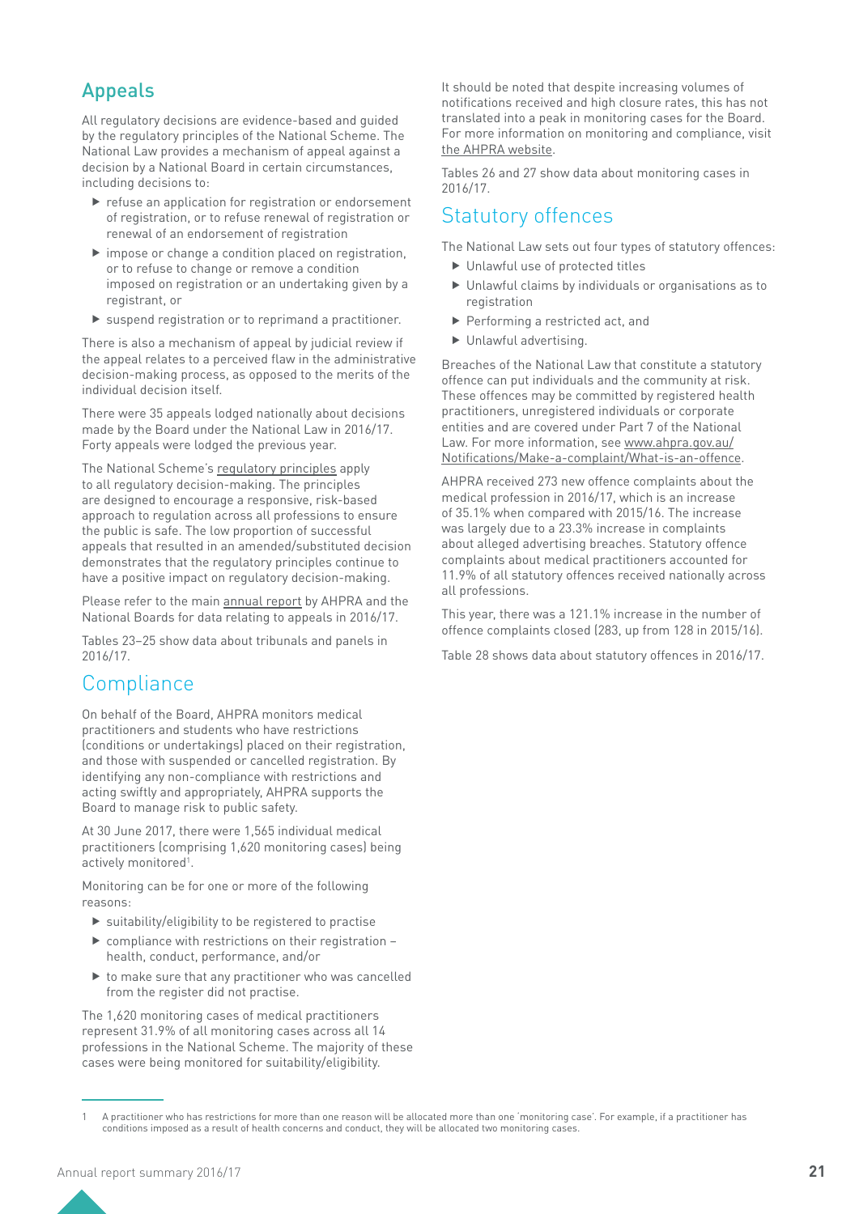## Appeals

All regulatory decisions are evidence-based and guided by the regulatory principles of the National Scheme. The National Law provides a mechanism of appeal against a decision by a National Board in certain circumstances, including decisions to:

- refuse an application for registration or endorsement of registration, or to refuse renewal of registration or renewal of an endorsement of registration
- impose or change a condition placed on registration, or to refuse to change or remove a condition imposed on registration or an undertaking given by a registrant, or
- suspend registration or to reprimand a practitioner.

There is also a mechanism of appeal by judicial review if the appeal relates to a perceived flaw in the administrative decision-making process, as opposed to the merits of the individual decision itself.

There were 35 appeals lodged nationally about decisions made by the Board under the National Law in 2016/17. Forty appeals were lodged the previous year.

The National Scheme's regulatory principles apply to all regulatory decision-making. The principles are designed to encourage a responsive, risk-based approach to regulation across all professions to ensure the public is safe. The low proportion of successful appeals that resulted in an amended/substituted decision demonstrates that the regulatory principles continue to have a positive impact on regulatory decision-making.

Please refer to the main annual report by AHPRA and the National Boards for data relating to appeals in 2016/17.

Tables 23–25 show data about tribunals and panels in 2016/17.

## Compliance

On behalf of the Board, AHPRA monitors medical practitioners and students who have restrictions (conditions or undertakings) placed on their registration, and those with suspended or cancelled registration. By identifying any non-compliance with restrictions and acting swiftly and appropriately, AHPRA supports the Board to manage risk to public safety.

At 30 June 2017, there were 1,565 individual medical practitioners (comprising 1,620 monitoring cases) being actively monitored[1].

Monitoring can be for one or more of the following reasons:

- suitability/eligibility to be registered to practise
- compliance with restrictions on their registration – health, conduct, performance, and/or
- to make sure that any practitioner who was cancelled from the register did not practise.

The 1,620 monitoring cases of medical practitioners represent 31.9% of all monitoring cases across all 14 professions in the National Scheme. The majority of these cases were being monitored for suitability/eligibility.

It should be noted that despite increasing volumes of notifications received and high closure rates, this has not translated into a peak in monitoring cases for the Board. For more information on monitoring and compliance, visit the AHPRA website.

Tables 26 and 27 show data about monitoring cases in 2016/17.

## Statutory offences

The National Law sets out four types of statutory offences:

- Unlawful use of protected titles
- Unlawful claims by individuals or organisations as to registration
- Performing a restricted act, and
- Unlawful advertising.

Breaches of the National Law that constitute a statutory offence can put individuals and the community at risk. These offences may be committed by registered health practitioners, unregistered individuals or corporate entities and are covered under Part 7 of the National Law. For more information, see www.ahpra.gov.au/Notifications/Make-a-complaint/What-is-an-offence.

AHPRA received 273 new offence complaints about the medical profession in 2016/17, which is an increase of 35.1% when compared with 2015/16. The increase was largely due to a 23.3% increase in complaints about alleged advertising breaches. Statutory offence complaints about medical practitioners accounted for 11.9% of all statutory offences received nationally across all professions.

This year, there was a 121.1% increase in the number of offence complaints closed (283, up from 128 in 2015/16).

Table 28 shows data about statutory offences in 2016/17.

---

1 A practitioner who has restrictions for more than one reason will be allocated more than one 'monitoring case'. For example, if a practitioner has conditions imposed as a result of health concerns and conduct, they will be allocated two monitoring cases.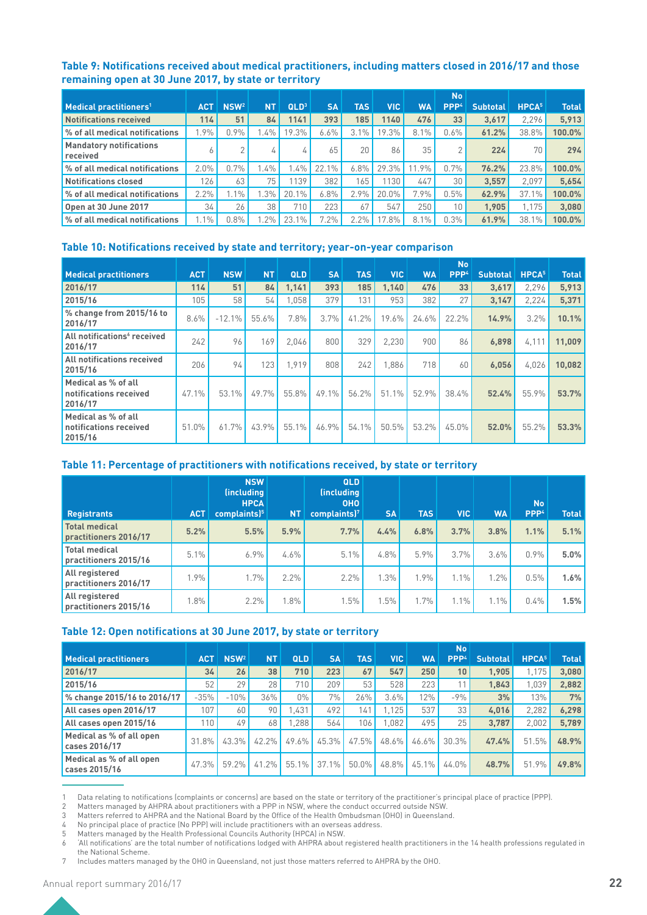### Table 9: Notifications received about medical practitioners, including matters closed in 2016/17 and those remaining open at 30 June 2017, by state or territory

| Medical practitioners[1] | ACT | NSW[2] | NT | QLD[3] | SA | TAS | VIC | WA | No PPP[4] | Subtotal | HPCA[5] | Total |
|---|---|---|---|---|---|---|---|---|---|---|---|---|
| **Notifications received** | **114** | **51** | **84** | **1141** | **393** | **185** | **1140** | **476** | **33** | **3,617** | 2,296 | **5,913** |
| % of all medical notifications | 1.9% | 0.9% | 1.4% | 19.3% | 6.6% | 3.1% | 19.3% | 8.1% | 0.6% | **61.2%** | 38.8% | **100.0%** |
| Mandatory notifications received | 6 | 2 | 4 | 4 | 65 | 20 | 86 | 35 | 2 | **224** | 70 | **294** |
| % of all medical notifications | 2.0% | 0.7% | 1.4% | 1.4% | 22.1% | 6.8% | 29.3% | 11.9% | 0.7% | **76.2%** | 23.8% | **100.0%** |
| Notifications closed | 126 | 63 | 75 | 1139 | 382 | 165 | 1130 | 447 | 30 | **3,557** | 2,097 | **5,654** |
| % of all medical notifications | 2.2% | 1.1% | 1.3% | 20.1% | 6.8% | 2.9% | 20.0% | 7.9% | 0.5% | **62.9%** | 37.1% | **100.0%** |
| Open at 30 June 2017 | 34 | 26 | 38 | 710 | 223 | 67 | 547 | 250 | 10 | **1,905** | 1,175 | **3,080** |
| % of all medical notifications | 1.1% | 0.8% | 1.2% | 23.1% | 7.2% | 2.2% | 17.8% | 8.1% | 0.3% | **61.9%** | 38.1% | **100.0%** |

### Table 10: Notifications received by state and territory; year-on-year comparison

| Medical practitioners | ACT | NSW | NT | QLD | SA | TAS | VIC | WA | No PPP[4] | Subtotal | HPCA[5] | Total |
|---|---|---|---|---|---|---|---|---|---|---|---|---|
| **2016/17** | **114** | **51** | **84** | **1,141** | **393** | **185** | **1,140** | **476** | **33** | **3,617** | 2,296 | **5,913** |
| 2015/16 | 105 | 58 | 54 | 1,058 | 379 | 131 | 953 | 382 | 27 | **3,147** | 2,224 | **5,371** |
| % change from 2015/16 to 2016/17 | 8.6% | -12.1% | 55.6% | 7.8% | 3.7% | 41.2% | 19.6% | 24.6% | 22.2% | **14.9%** | 3.2% | **10.1%** |
| All notifications[6] received 2016/17 | 242 | 96 | 169 | 2,046 | 800 | 329 | 2,230 | 900 | 86 | **6,898** | 4,111 | **11,009** |
| All notifications received 2015/16 | 206 | 94 | 123 | 1,919 | 808 | 242 | 1,886 | 718 | 60 | **6,056** | 4,026 | **10,082** |
| Medical as % of all notifications received 2016/17 | 47.1% | 53.1% | 49.7% | 55.8% | 49.1% | 56.2% | 51.1% | 52.9% | 38.4% | **52.4%** | 55.9% | **53.7%** |
| Medical as % of all notifications received 2015/16 | 51.0% | 61.7% | 43.9% | 55.1% | 46.9% | 54.1% | 50.5% | 53.2% | 45.0% | **52.0%** | 55.2% | **53.3%** |

### Table 11: Percentage of practitioners with notifications received, by state or territory

| Registrants | ACT | NSW (including HPCA complaints)[5] | NT | QLD (including OHO complaints)[7] | SA | TAS | VIC | WA | No PPP[4] | Total |
|---|---|---|---|---|---|---|---|---|---|---|
| **Total medical practitioners 2016/17** | **5.2%** | **5.5%** | **5.9%** | **7.7%** | **4.4%** | **6.8%** | **3.7%** | **3.8%** | **1.1%** | **5.1%** |
| Total medical practitioners 2015/16 | 5.1% | 6.9% | 4.6% | 5.1% | 4.8% | 5.9% | 3.7% | 3.6% | 0.9% | **5.0%** |
| All registered practitioners 2016/17 | 1.9% | 1.7% | 2.2% | 2.2% | 1.3% | 1.9% | 1.1% | 1.2% | 0.5% | **1.6%** |
| All registered practitioners 2015/16 | 1.8% | 2.2% | 1.8% | 1.5% | 1.5% | 1.7% | 1.1% | 1.1% | 0.4% | **1.5%** |

### Table 12: Open notifications at 30 June 2017, by state or territory

| Medical practitioners | ACT | NSW[2] | NT | QLD | SA | TAS | VIC | WA | No PPP[4] | Subtotal | HPCA[5] | Total |
|---|---|---|---|---|---|---|---|---|---|---|---|---|
| **2016/17** | **34** | **26** | **38** | **710** | **223** | **67** | **547** | **250** | **10** | **1,905** | 1,175 | **3,080** |
| 2015/16 | 52 | 29 | 28 | 710 | 209 | 53 | 528 | 223 | 11 | **1,843** | 1,039 | **2,882** |
| % change 2015/16 to 2016/17 | -35% | -10% | 36% | 0% | 7% | 26% | 3.6% | 12% | -9% | **3%** | 13% | **7%** |
| All cases open 2016/17 | 107 | 60 | 90 | 1,431 | 492 | 141 | 1,125 | 537 | 33 | **4,016** | 2,282 | **6,298** |
| All cases open 2015/16 | 110 | 49 | 68 | 1,288 | 564 | 106 | 1,082 | 495 | 25 | **3,787** | 2,002 | **5,789** |
| Medical as % of all open cases 2016/17 | 31.8% | 43.3% | 42.2% | 49.6% | 45.3% | 47.5% | 48.6% | 46.6% | 30.3% | **47.4%** | 51.5% | **48.9%** |
| Medical as % of all open cases 2015/16 | 47.3% | 59.2% | 41.2% | 55.1% | 37.1% | 50.0% | 48.8% | 45.1% | 44.0% | **48.7%** | 51.9% | **49.8%** |

1 Data relating to notifications (complaints or concerns) are based on the state or territory of the practitioner's principal place of practice (PPP).
2 Matters managed by AHPRA about practitioners with a PPP in NSW, where the conduct occurred outside NSW.
3 Matters referred to AHPRA and the National Board by the Office of the Health Ombudsman (OHO) in Queensland.
4 No principal place of practice (No PPP) will include practitioners with an overseas address.
5 Matters managed by the Health Professional Councils Authority (HPCA) in NSW.
6 'All notifications' are the total number of notifications lodged with AHPRA about registered health practitioners in the 14 health professions regulated in the National Scheme.
7 Includes matters managed by the OHO in Queensland, not just those matters referred to AHPRA by the OHO.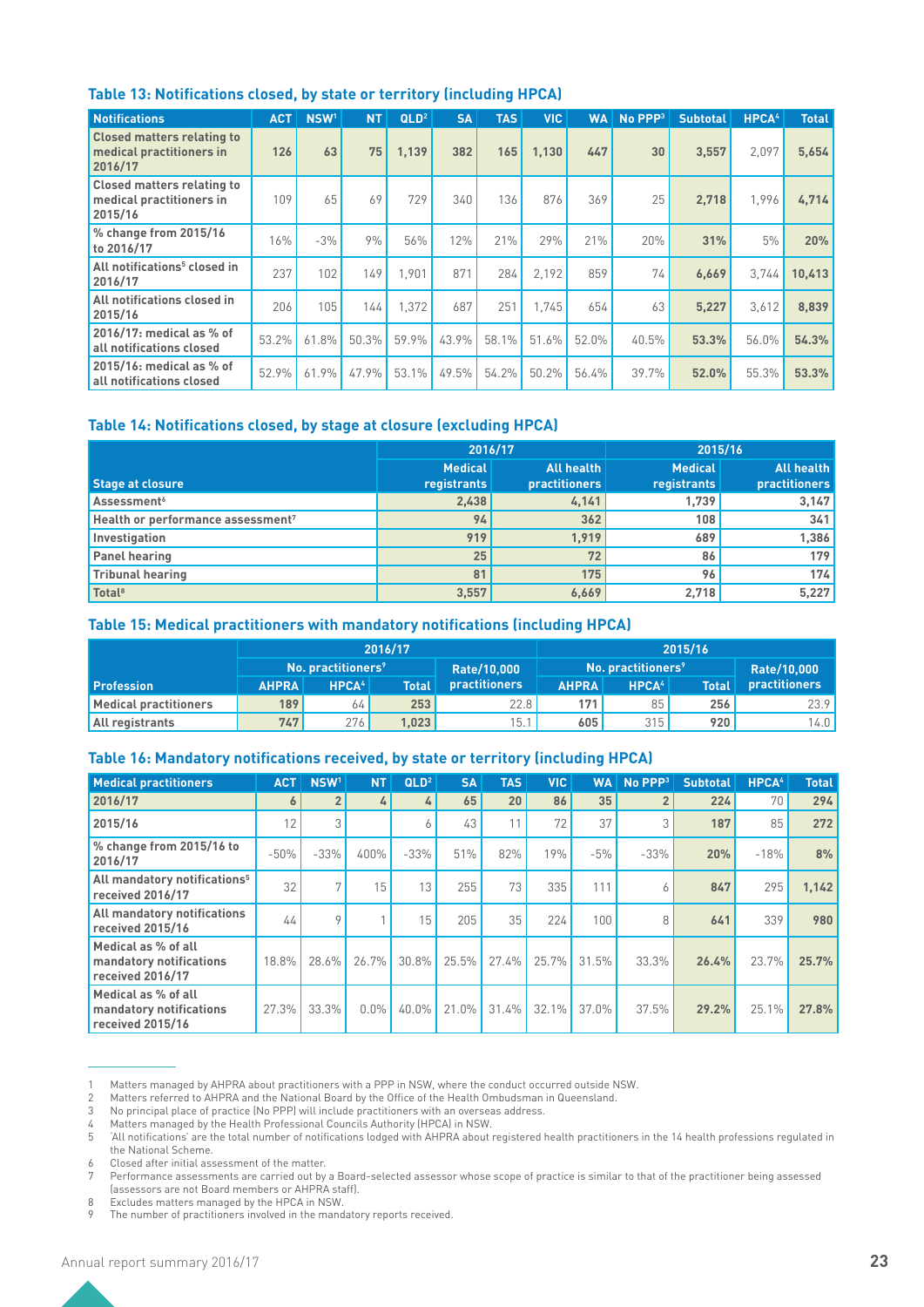### Table 13: Notifications closed, by state or territory (including HPCA)

| Notifications | ACT | NSW[1] | NT | QLD[2] | SA | TAS | VIC | WA | No PPP[3] | Subtotal | HPCA[4] | Total |
|---|---|---|---|---|---|---|---|---|---|---|---|---|
| **Closed matters relating to medical practitioners in 2016/17** | **126** | **63** | **75** | **1,139** | **382** | **165** | **1,130** | **447** | **30** | **3,557** | 2,097 | **5,654** |
| Closed matters relating to medical practitioners in 2015/16 | 109 | 65 | 69 | 729 | 340 | 136 | 876 | 369 | 25 | **2,718** | 1,996 | **4,714** |
| % change from 2015/16 to 2016/17 | 16% | -3% | 9% | 56% | 12% | 21% | 29% | 21% | 20% | **31%** | 5% | **20%** |
| All notifications[5] closed in 2016/17 | 237 | 102 | 149 | 1,901 | 871 | 284 | 2,192 | 859 | 74 | **6,669** | 3,744 | **10,413** |
| All notifications closed in 2015/16 | 206 | 105 | 144 | 1,372 | 687 | 251 | 1,745 | 654 | 63 | **5,227** | 3,612 | **8,839** |
| 2016/17: medical as % of all notifications closed | 53.2% | 61.8% | 50.3% | 59.9% | 43.9% | 58.1% | 51.6% | 52.0% | 40.5% | **53.3%** | 56.0% | **54.3%** |
| 2015/16: medical as % of all notifications closed | 52.9% | 61.9% | 47.9% | 53.1% | 49.5% | 54.2% | 50.2% | 56.4% | 39.7% | **52.0%** | 55.3% | **53.3%** |

### Table 14: Notifications closed, by stage at closure (excluding HPCA)

| | 2016/17 | | 2015/16 | |
|---|---|---|---|---|
| Stage at closure | Medical registrants | All health practitioners | Medical registrants | All health practitioners |
| Assessment[6] | 2,438 | 4,141 | 1,739 | 3,147 |
| Health or performance assessment[7] | 94 | 362 | 108 | 341 |
| Investigation | 919 | 1,919 | 689 | 1,386 |
| Panel hearing | 25 | 72 | 86 | 179 |
| Tribunal hearing | 81 | 175 | 96 | 174 |
| Total[8] | 3,557 | 6,669 | 2,718 | 5,227 |

### Table 15: Medical practitioners with mandatory notifications (including HPCA)

| | 2016/17 | | | | 2015/16 | | | |
|---|---|---|---|---|---|---|---|---|
| | No. practitioners[9] | | | Rate/10,000 practitioners | No. practitioners[9] | | | Rate/10,000 practitioners |
| Profession | AHPRA | HPCA[4] | Total | | AHPRA | HPCA[4] | Total | |
| Medical practitioners | 189 | 64 | 253 | 22.8 | 171 | 85 | 256 | 23.9 |
| All registrants | 747 | 276 | 1,023 | 15.1 | 605 | 315 | 920 | 14.0 |

### Table 16: Mandatory notifications received, by state or territory (including HPCA)

| Medical practitioners | ACT | NSW[1] | NT | QLD[2] | SA | TAS | VIC | WA | No PPP[3] | Subtotal | HPCA[4] | Total |
|---|---|---|---|---|---|---|---|---|---|---|---|---|
| **2016/17** | **6** | **2** | **4** | **4** | **65** | **20** | **86** | **35** | **2** | **224** | 70 | **294** |
| 2015/16 | 12 | 3 | | 6 | 43 | 11 | 72 | 37 | 3 | **187** | 85 | **272** |
| % change from 2015/16 to 2016/17 | -50% | -33% | 400% | -33% | 51% | 82% | 19% | -5% | -33% | **20%** | -18% | **8%** |
| All mandatory notifications[5] received 2016/17 | 32 | 7 | 15 | 13 | 255 | 73 | 335 | 111 | 6 | **847** | 295 | **1,142** |
| All mandatory notifications received 2015/16 | 44 | 9 | 1 | 15 | 205 | 35 | 224 | 100 | 8 | **641** | 339 | **980** |
| Medical as % of all mandatory notifications received 2016/17 | 18.8% | 28.6% | 26.7% | 30.8% | 25.5% | 27.4% | 25.7% | 31.5% | 33.3% | **26.4%** | 23.7% | **25.7%** |
| Medical as % of all mandatory notifications received 2015/16 | 27.3% | 33.3% | 0.0% | 40.0% | 21.0% | 31.4% | 32.1% | 37.0% | 37.5% | **29.2%** | 25.1% | **27.8%** |

1. Matters managed by AHPRA about practitioners with a PPP in NSW, where the conduct occurred outside NSW.
2. Matters referred to AHPRA and the National Board by the Office of the Health Ombudsman in Queensland.
3. No principal place of practice (No PPP) will include practitioners with an overseas address.
4. Matters managed by the Health Professional Councils Authority (HPCA) in NSW.
5. 'All notifications' are the total number of notifications lodged with AHPRA about registered health practitioners in the 14 health professions regulated in the National Scheme.
6. Closed after initial assessment of the matter.
7. Performance assessments are carried out by a Board-selected assessor whose scope of practice is similar to that of the practitioner being assessed (assessors are not Board members or AHPRA staff).
8. Excludes matters managed by the HPCA in NSW.
9. The number of practitioners involved in the mandatory reports received.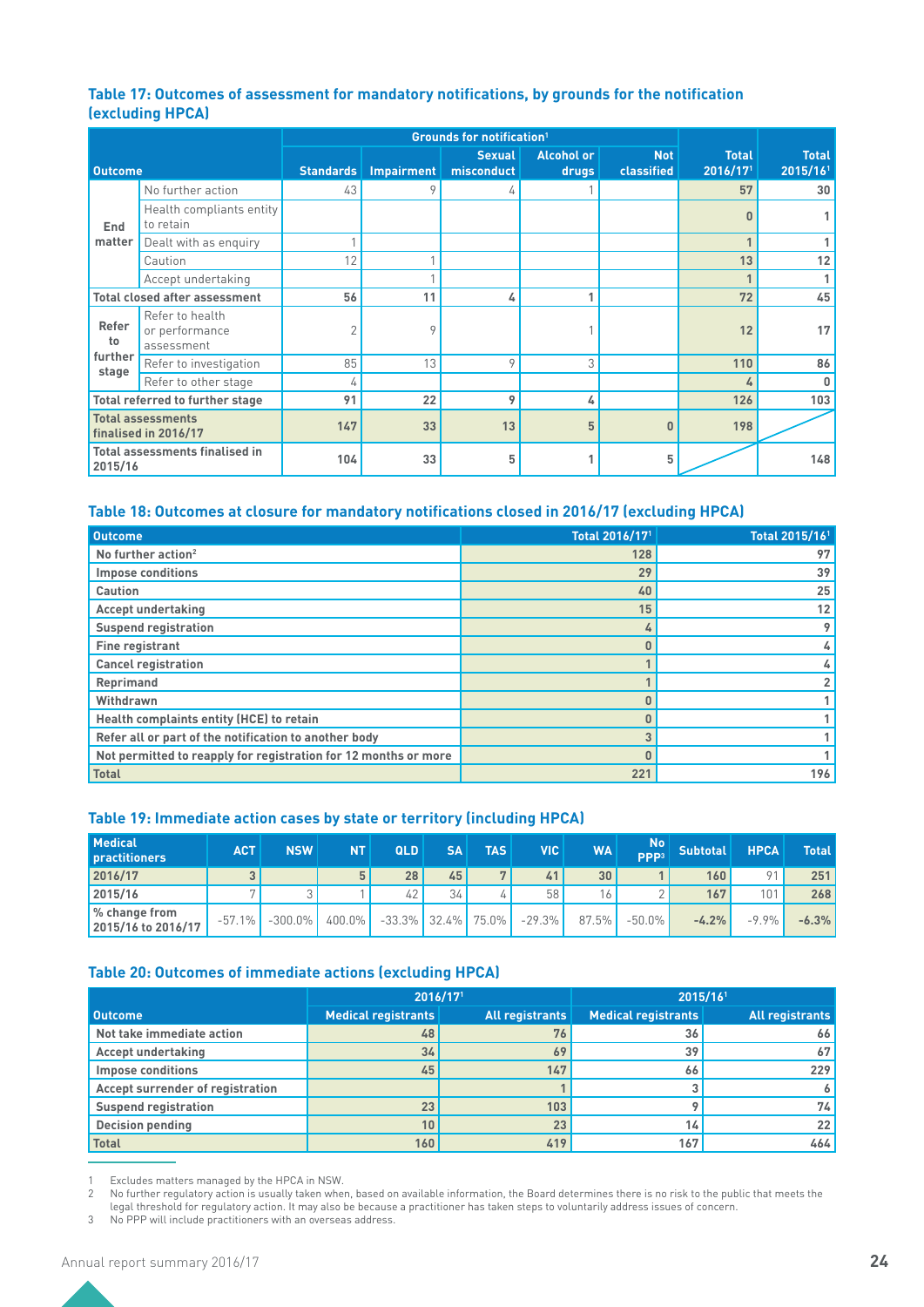### Table 17: Outcomes of assessment for mandatory notifications, by grounds for the notification (excluding HPCA)

| Outcome | | Grounds for notification[1] | | | | | Total 2016/17[1] | Total 2015/16[1] |
|---|---|---|---|---|---|---|---|---|
| | | Standards | Impairment | Sexual misconduct | Alcohol or drugs | Not classified | | |
| End matter | No further action | 43 | 9 | 4 | 1 | | 57 | 30 |
| | Health compliants entity to retain | | | | | | 0 | 1 |
| | Dealt with as enquiry | 1 | | | | | 1 | 1 |
| | Caution | 12 | 1 | | | | 13 | 12 |
| | Accept undertaking | | 1 | | | | 1 | 1 |
| Total closed after assessment | | 56 | 11 | 4 | 1 | | 72 | 45 |
| Refer to further stage | Refer to health or performance assessment | 2 | 9 | | 1 | | 12 | 17 |
| | Refer to investigation | 85 | 13 | 9 | 3 | | 110 | 86 |
| | Refer to other stage | 4 | | | | | 4 | 0 |
| Total referred to further stage | | 91 | 22 | 9 | 4 | | 126 | 103 |
| Total assessments finalised in 2016/17 | | 147 | 33 | 13 | 5 | 0 | 198 | |
| Total assessments finalised in 2015/16 | | 104 | 33 | 5 | 1 | 5 | | 148 |

### Table 18: Outcomes at closure for mandatory notifications closed in 2016/17 (excluding HPCA)

| Outcome | Total 2016/17[1] | Total 2015/16[1] |
|---|---|---|
| No further action[2] | 128 | 97 |
| Impose conditions | 29 | 39 |
| Caution | 40 | 25 |
| Accept undertaking | 15 | 12 |
| Suspend registration | 4 | 9 |
| Fine registrant | 0 | 4 |
| Cancel registration | 1 | 4 |
| Reprimand | 1 | 2 |
| Withdrawn | 0 | 1 |
| Health complaints entity (HCE) to retain | 0 | 1 |
| Refer all or part of the notification to another body | 3 | 1 |
| Not permitted to reapply for registration for 12 months or more | 0 | 1 |
| Total | 221 | 196 |

### Table 19: Immediate action cases by state or territory (including HPCA)

| Medical practitioners | ACT | NSW | NT | QLD | SA | TAS | VIC | WA | No PPP[3] | Subtotal | HPCA | Total |
|---|---|---|---|---|---|---|---|---|---|---|---|---|
| 2016/17 | 3 | | 5 | 28 | 45 | 7 | 41 | 30 | 1 | 160 | 91 | 251 |
| 2015/16 | 7 | 3 | 1 | 42 | 34 | 4 | 58 | 16 | 2 | 167 | 101 | 268 |
| % change from 2015/16 to 2016/17 | -57.1% | -300.0% | 400.0% | -33.3% | 32.4% | 75.0% | -29.3% | 87.5% | -50.0% | -4.2% | -9.9% | -6.3% |

### Table 20: Outcomes of immediate actions (excluding HPCA)

| Outcome | 2016/17[1] | | 2015/16[1] | |
|---|---|---|---|---|
| | Medical registrants | All registrants | Medical registrants | All registrants |
| Not take immediate action | 48 | 76 | 36 | 66 |
| Accept undertaking | 34 | 69 | 39 | 67 |
| Impose conditions | 45 | 147 | 66 | 229 |
| Accept surrender of registration | | 1 | 3 | 6 |
| Suspend registration | 23 | 103 | 9 | 74 |
| Decision pending | 10 | 23 | 14 | 22 |
| Total | 160 | 419 | 167 | 464 |

1 Excludes matters managed by the HPCA in NSW.

2 No further regulatory action is usually taken when, based on available information, the Board determines there is no risk to the public that meets the legal threshold for regulatory action. It may also be because a practitioner has taken steps to voluntarily address issues of concern.

3 No PPP will include practitioners with an overseas address.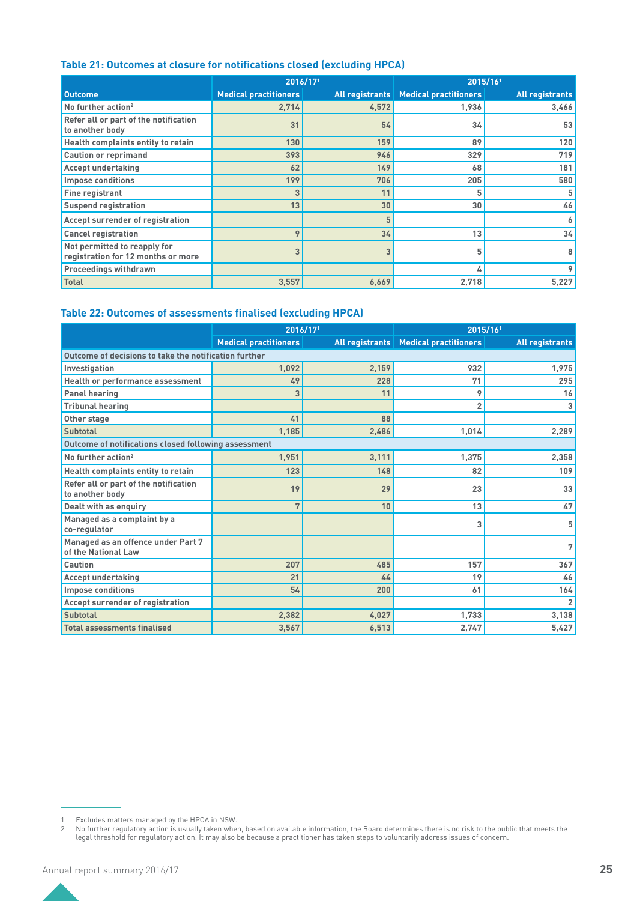### Table 21: Outcomes at closure for notifications closed (excluding HPCA)

| | 2016/17[1] | | 2015/16[1] | |
|---|---|---|---|---|
| **Outcome** | **Medical practitioners** | **All registrants** | **Medical practitioners** | **All registrants** |
| No further action[2] | 2,714 | 4,572 | 1,936 | 3,466 |
| Refer all or part of the notification to another body | 31 | 54 | 34 | 53 |
| Health complaints entity to retain | 130 | 159 | 89 | 120 |
| Caution or reprimand | 393 | 946 | 329 | 719 |
| Accept undertaking | 62 | 149 | 68 | 181 |
| Impose conditions | 199 | 706 | 205 | 580 |
| Fine registrant | 3 | 11 | 5 | 5 |
| Suspend registration | 13 | 30 | 30 | 46 |
| Accept surrender of registration | | 5 | | 6 |
| Cancel registration | 9 | 34 | 13 | 34 |
| Not permitted to reapply for registration for 12 months or more | 3 | 3 | 5 | 8 |
| Proceedings withdrawn | | | 4 | 9 |
| **Total** | **3,557** | **6,669** | **2,718** | **5,227** |

### Table 22: Outcomes of assessments finalised (excluding HPCA)

| | 2016/17[1] | | 2015/16[1] | |
|---|---|---|---|---|
| | **Medical practitioners** | **All registrants** | **Medical practitioners** | **All registrants** |
| **Outcome of decisions to take the notification further** | | | | |
| Investigation | 1,092 | 2,159 | 932 | 1,975 |
| Health or performance assessment | 49 | 228 | 71 | 295 |
| Panel hearing | 3 | 11 | 9 | 16 |
| Tribunal hearing | | | 2 | 3 |
| Other stage | 41 | 88 | | |
| **Subtotal** | **1,185** | **2,486** | **1,014** | **2,289** |
| **Outcome of notifications closed following assessment** | | | | |
| No further action[2] | 1,951 | 3,111 | 1,375 | 2,358 |
| Health complaints entity to retain | 123 | 148 | 82 | 109 |
| Refer all or part of the notification to another body | 19 | 29 | 23 | 33 |
| Dealt with as enquiry | 7 | 10 | 13 | 47 |
| Managed as a complaint by a co-regulator | | | 3 | 5 |
| Managed as an offence under Part 7 of the National Law | | | | 7 |
| Caution | 207 | 485 | 157 | 367 |
| Accept undertaking | 21 | 44 | 19 | 46 |
| Impose conditions | 54 | 200 | 61 | 164 |
| Accept surrender of registration | | | | 2 |
| **Subtotal** | **2,382** | **4,027** | **1,733** | **3,138** |
| **Total assessments finalised** | **3,567** | **6,513** | **2,747** | **5,427** |

1 Excludes matters managed by the HPCA in NSW.
2 No further regulatory action is usually taken when, based on available information, the Board determines there is no risk to the public that meets the legal threshold for regulatory action. It may also be because a practitioner has taken steps to voluntarily address issues of concern.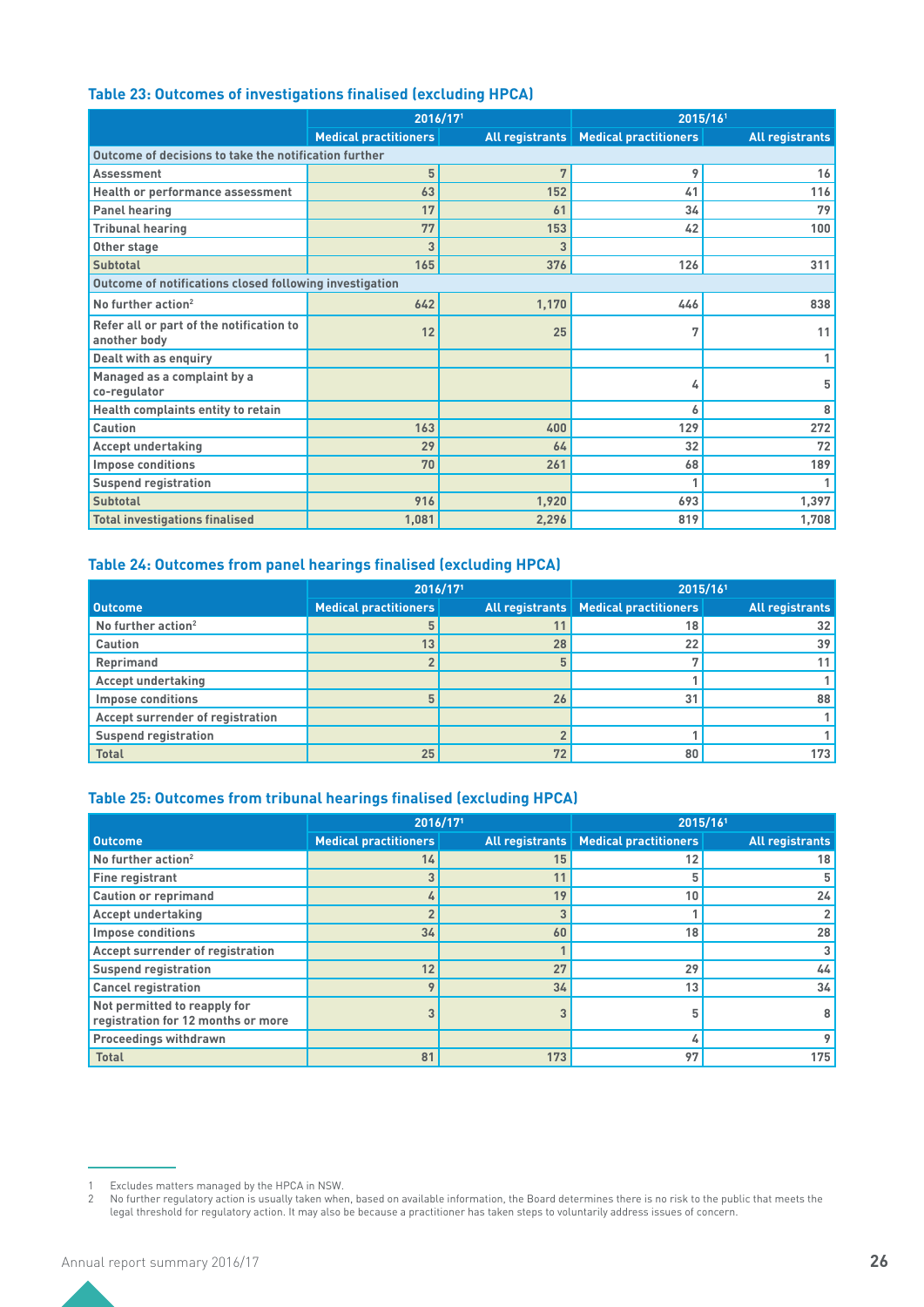### Table 23: Outcomes of investigations finalised (excluding HPCA)

| | 2016/17[1] | | 2015/16[1] | |
|---|---|---|---|---|
| | Medical practitioners | All registrants | Medical practitioners | All registrants |
| **Outcome of decisions to take the notification further** | | | | |
| Assessment | 5 | 7 | 9 | 16 |
| Health or performance assessment | 63 | 152 | 41 | 116 |
| Panel hearing | 17 | 61 | 34 | 79 |
| Tribunal hearing | 77 | 153 | 42 | 100 |
| Other stage | 3 | 3 | | |
| Subtotal | 165 | 376 | 126 | 311 |
| **Outcome of notifications closed following investigation** | | | | |
| No further action[2] | 642 | 1,170 | 446 | 838 |
| Refer all or part of the notification to another body | 12 | 25 | 7 | 11 |
| Dealt with as enquiry | | | | 1 |
| Managed as a complaint by a co-regulator | | | 4 | 5 |
| Health complaints entity to retain | | | 6 | 8 |
| Caution | 163 | 400 | 129 | 272 |
| Accept undertaking | 29 | 64 | 32 | 72 |
| Impose conditions | 70 | 261 | 68 | 189 |
| Suspend registration | | | 1 | 1 |
| Subtotal | 916 | 1,920 | 693 | 1,397 |
| Total investigations finalised | 1,081 | 2,296 | 819 | 1,708 |

### Table 24: Outcomes from panel hearings finalised (excluding HPCA)

| | 2016/17[1] | | 2015/16[1] | |
|---|---|---|---|---|
| Outcome | Medical practitioners | All registrants | Medical practitioners | All registrants |
| No further action[2] | 5 | 11 | 18 | 32 |
| Caution | 13 | 28 | 22 | 39 |
| Reprimand | 2 | 5 | 7 | 11 |
| Accept undertaking | | | 1 | 1 |
| Impose conditions | 5 | 26 | 31 | 88 |
| Accept surrender of registration | | | | 1 |
| Suspend registration | | 2 | 1 | 1 |
| Total | 25 | 72 | 80 | 173 |

### Table 25: Outcomes from tribunal hearings finalised (excluding HPCA)

| | 2016/17[1] | | 2015/16[1] | |
|---|---|---|---|---|
| Outcome | Medical practitioners | All registrants | Medical practitioners | All registrants |
| No further action[2] | 14 | 15 | 12 | 18 |
| Fine registrant | 3 | 11 | 5 | 5 |
| Caution or reprimand | 4 | 19 | 10 | 24 |
| Accept undertaking | 2 | 3 | 1 | 2 |
| Impose conditions | 34 | 60 | 18 | 28 |
| Accept surrender of registration | | 1 | | 3 |
| Suspend registration | 12 | 27 | 29 | 44 |
| Cancel registration | 9 | 34 | 13 | 34 |
| Not permitted to reapply for registration for 12 months or more | 3 | 3 | 5 | 8 |
| Proceedings withdrawn | | | 4 | 9 |
| Total | 81 | 173 | 97 | 175 |

1 Excludes matters managed by the HPCA in NSW.
2 No further regulatory action is usually taken when, based on available information, the Board determines there is no risk to the public that meets the legal threshold for regulatory action. It may also be because a practitioner has taken steps to voluntarily address issues of concern.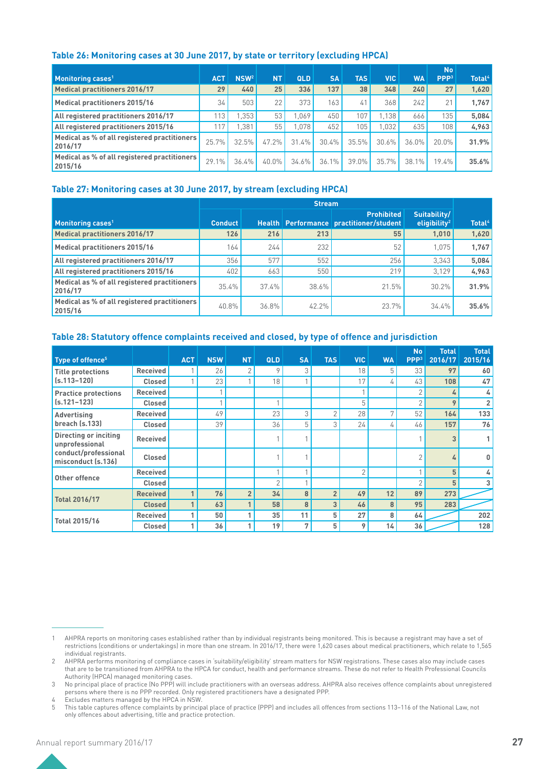### Table 26: Monitoring cases at 30 June 2017, by state or territory (excluding HPCA)

| Monitoring cases[1] | ACT | NSW[2] | NT | QLD | SA | TAS | VIC | WA | No PPP[3] | Total[4] |
|---|---|---|---|---|---|---|---|---|---|---|
| **Medical practitioners 2016/17** | **29** | **440** | **25** | **336** | **137** | **38** | **348** | **240** | **27** | **1,620** |
| Medical practitioners 2015/16 | 34 | 503 | 22 | 373 | 163 | 41 | 368 | 242 | 21 | **1,767** |
| All registered practitioners 2016/17 | 113 | 1,353 | 53 | 1,069 | 450 | 107 | 1,138 | 666 | 135 | **5,084** |
| All registered practitioners 2015/16 | 117 | 1,381 | 55 | 1,078 | 452 | 105 | 1,032 | 635 | 108 | **4,963** |
| Medical as % of all registered practitioners 2016/17 | 25.7% | 32.5% | 47.2% | 31.4% | 30.4% | 35.5% | 30.6% | 36.0% | 20.0% | **31.9%** |
| Medical as % of all registered practitioners 2015/16 | 29.1% | 36.4% | 40.0% | 34.6% | 36.1% | 39.0% | 35.7% | 38.1% | 19.4% | **35.6%** |

### Table 27: Monitoring cases at 30 June 2017, by stream (excluding HPCA)

| | Stream | | | | | |
|---|---|---|---|---|---|---|
| Monitoring cases[1] | Conduct | Health | Performance | Prohibited practitioner/student | Suitability/ eligibility[2] | Total[4] |
| **Medical practitioners 2016/17** | **126** | **216** | **213** | **55** | **1,010** | **1,620** |
| Medical practitioners 2015/16 | 164 | 244 | 232 | 52 | 1,075 | **1,767** |
| All registered practitioners 2016/17 | 356 | 577 | 552 | 256 | 3,343 | **5,084** |
| All registered practitioners 2015/16 | 402 | 663 | 550 | 219 | 3,129 | **4,963** |
| Medical as % of all registered practitioners 2016/17 | 35.4% | 37.4% | 38.6% | 21.5% | 30.2% | **31.9%** |
| Medical as % of all registered practitioners 2015/16 | 40.8% | 36.8% | 42.2% | 23.7% | 34.4% | **35.6%** |

### Table 28: Statutory offence complaints received and closed, by type of offence and jurisdiction

| Type of offence[5] | | ACT | NSW | NT | QLD | SA | TAS | VIC | WA | No PPP[3] | Total 2016/17 | Total 2015/16 |
|---|---|---|---|---|---|---|---|---|---|---|---|---|
| Title protections (s.113–120) | Received | 1 | 26 | 2 | 9 | 3 | | 18 | 5 | 33 | **97** | 60 |
| | Closed | 1 | 23 | 1 | 18 | 1 | | 17 | 4 | 43 | **108** | 47 |
| Practice protections (s.121–123) | Received | | 1 | | | | | 1 | | 2 | **4** | 4 |
| | Closed | | 1 | | 1 | | | 5 | | 2 | **9** | 2 |
| Advertising breach (s.133) | Received | | 49 | | 23 | 3 | 2 | 28 | 7 | 52 | **164** | 133 |
| | Closed | | 39 | | 36 | 5 | 3 | 24 | 4 | 46 | **157** | 76 |
| Directing or inciting unprofessional conduct/professional misconduct (s.136) | Received | | | | 1 | 1 | | | | 1 | **3** | 1 |
| | Closed | | | | 1 | 1 | | | | 2 | **4** | 0 |
| Other offence | Received | | | | 1 | 1 | | 2 | | 1 | **5** | 4 |
| | Closed | | | | 2 | 1 | | | | 2 | **5** | 3 |
| **Total 2016/17** | Received | 1 | 76 | 2 | 34 | 8 | 2 | 49 | 12 | 89 | **273** | |
| | Closed | 1 | 63 | 1 | 58 | 8 | 3 | 46 | 8 | 95 | **283** | |
| **Total 2015/16** | Received | 1 | 50 | 1 | 35 | 11 | 5 | 27 | 8 | 64 | | 202 |
| | Closed | 1 | 36 | 1 | 19 | 7 | 5 | 9 | 14 | 36 | | 128 |

1 AHPRA reports on monitoring cases established rather than by individual registrants being monitored. This is because a registrant may have a set of restrictions (conditions or undertakings) in more than one stream. In 2016/17, there were 1,620 cases about medical practitioners, which relate to 1,565 individual registrants.

2 AHPRA performs monitoring of compliance cases in 'suitability/eligibility' stream matters for NSW registrations. These cases also may include cases that are to be transitioned from AHPRA to the HPCA for conduct, health and performance streams. These do not refer to Health Professional Councils Authority (HPCA) managed monitoring cases.

3 No principal place of practice (No PPP) will include practitioners with an overseas address. AHPRA also receives offence complaints about unregistered persons where there is no PPP recorded. Only registered practitioners have a designated PPP.

4 Excludes matters managed by the HPCA in NSW.

5 This table captures offence complaints by principal place of practice (PPP) and includes all offences from sections 113–116 of the National Law, not only offences about advertising, title and practice protection.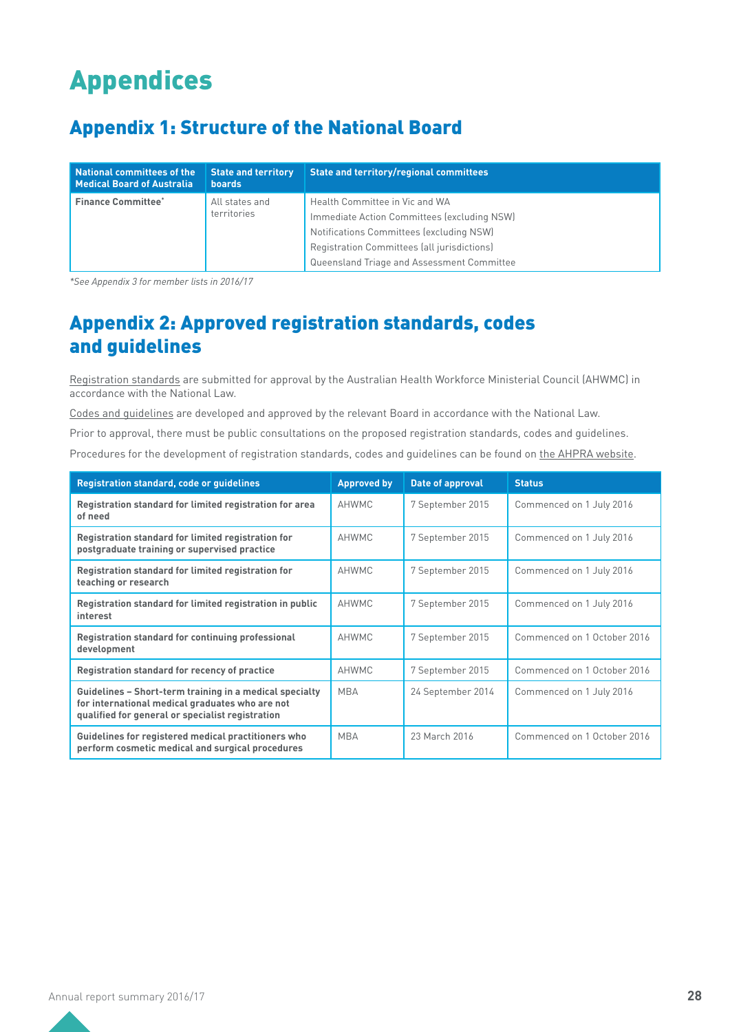# Appendices

## Appendix 1: Structure of the National Board

| National committees of the Medical Board of Australia | State and territory boards | State and territory/regional committees |
|---|---|---|
| **Finance Committee*** | All states and territories | Health Committee in Vic and WA<br>Immediate Action Committees (excluding NSW)<br>Notifications Committees (excluding NSW)<br>Registration Committees (all jurisdictions)<br>Queensland Triage and Assessment Committee |

*See Appendix 3 for member lists in 2016/17*

## Appendix 2: Approved registration standards, codes and guidelines

Registration standards are submitted for approval by the Australian Health Workforce Ministerial Council (AHWMC) in accordance with the National Law.

Codes and guidelines are developed and approved by the relevant Board in accordance with the National Law.

Prior to approval, there must be public consultations on the proposed registration standards, codes and guidelines.

Procedures for the development of registration standards, codes and guidelines can be found on the AHPRA website.

| Registration standard, code or guidelines | Approved by | Date of approval | Status |
|---|---|---|---|
| **Registration standard for limited registration for area of need** | AHWMC | 7 September 2015 | Commenced on 1 July 2016 |
| **Registration standard for limited registration for postgraduate training or supervised practice** | AHWMC | 7 September 2015 | Commenced on 1 July 2016 |
| **Registration standard for limited registration for teaching or research** | AHWMC | 7 September 2015 | Commenced on 1 July 2016 |
| **Registration standard for limited registration in public interest** | AHWMC | 7 September 2015 | Commenced on 1 July 2016 |
| **Registration standard for continuing professional development** | AHWMC | 7 September 2015 | Commenced on 1 October 2016 |
| **Registration standard for recency of practice** | AHWMC | 7 September 2015 | Commenced on 1 October 2016 |
| **Guidelines – Short-term training in a medical specialty for international medical graduates who are not qualified for general or specialist registration** | MBA | 24 September 2014 | Commenced on 1 July 2016 |
| **Guidelines for registered medical practitioners who perform cosmetic medical and surgical procedures** | MBA | 23 March 2016 | Commenced on 1 October 2016 |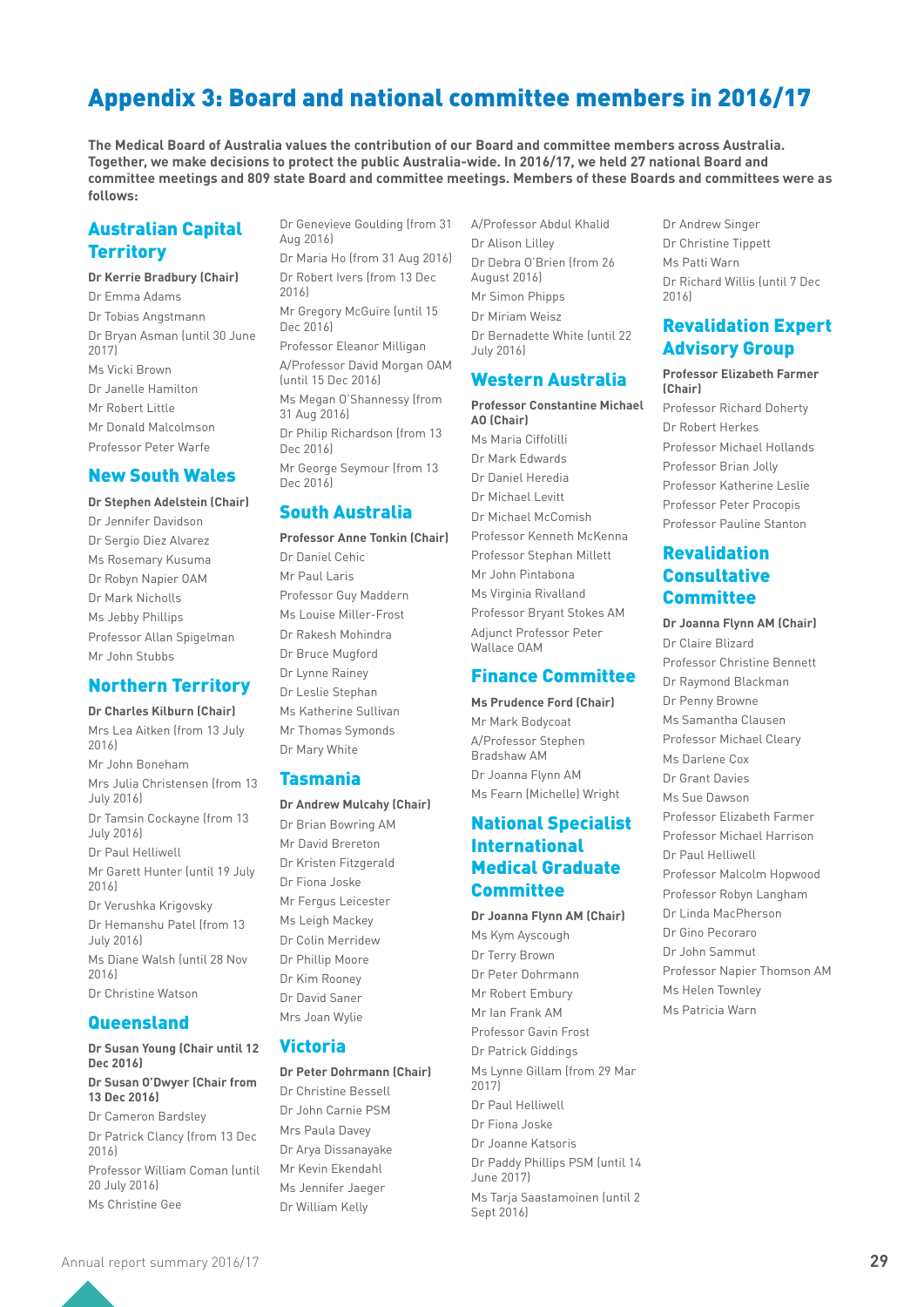# Appendix 3: Board and national committee members in 2016/17

**The Medical Board of Australia values the contribution of our Board and committee members across Australia. Together, we make decisions to protect the public Australia-wide. In 2016/17, we held 27 national Board and committee meetings and 809 state Board and committee meetings. Members of these Boards and committees were as follows:**

## Australian Capital Territory

**Dr Kerrie Bradbury (Chair)**
Dr Emma Adams
Dr Tobias Angstmann
Dr Bryan Asman (until 30 June 2017)
Ms Vicki Brown
Dr Janelle Hamilton
Mr Robert Little
Mr Donald Malcolmson
Professor Peter Warfe

## New South Wales

**Dr Stephen Adelstein (Chair)**
Dr Jennifer Davidson
Dr Sergio Diez Alvarez
Ms Rosemary Kusuma
Dr Robyn Napier OAM
Dr Mark Nicholls
Ms Jebby Phillips
Professor Allan Spigelman
Mr John Stubbs

## Northern Territory

**Dr Charles Kilburn (Chair)**
Mrs Lea Aitken (from 13 July 2016)
Mr John Boneham
Mrs Julia Christensen (from 13 July 2016)
Dr Tamsin Cockayne (from 13 July 2016)
Dr Paul Helliwell
Mr Garett Hunter (until 19 July 2016)
Dr Verushka Krigovsky
Dr Hemanshu Patel (from 13 July 2016)
Ms Diane Walsh (until 28 Nov 2016)
Dr Christine Watson

## Queensland

**Dr Susan Young (Chair until 12 Dec 2016)**
**Dr Susan O'Dwyer (Chair from 13 Dec 2016)**
Dr Cameron Bardsley
Dr Patrick Clancy (from 13 Dec 2016)
Professor William Coman (until 20 July 2016)
Ms Christine Gee
Dr Genevieve Goulding (from 31 Aug 2016)
Dr Maria Ho (from 31 Aug 2016)
Dr Robert Ivers (from 13 Dec 2016)
Mr Gregory McGuire (until 15 Dec 2016)
Professor Eleanor Milligan
A/Professor David Morgan OAM (until 15 Dec 2016)
Ms Megan O'Shannessy (from 31 Aug 2016)
Dr Philip Richardson (from 13 Dec 2016)
Mr George Seymour (from 13 Dec 2016)

## South Australia

**Professor Anne Tonkin (Chair)**
Dr Daniel Cehic
Mr Paul Laris
Professor Guy Maddern
Ms Louise Miller-Frost
Dr Rakesh Mohindra
Dr Bruce Mugford
Dr Lynne Rainey
Dr Leslie Stephan
Ms Katherine Sullivan
Mr Thomas Symonds
Dr Mary White

## Tasmania

**Dr Andrew Mulcahy (Chair)**
Dr Brian Bowring AM
Mr David Brereton
Dr Kristen Fitzgerald
Dr Fiona Joske
Mr Fergus Leicester
Ms Leigh Mackey
Dr Colin Merridew
Dr Phillip Moore
Dr Kim Rooney
Dr David Saner
Mrs Joan Wylie

## Victoria

**Dr Peter Dohrmann (Chair)**
Dr Christine Bessell
Dr John Carnie PSM
Mrs Paula Davey
Dr Arya Dissanayake
Mr Kevin Ekendahl
Ms Jennifer Jaeger
Dr William Kelly
A/Professor Abdul Khalid
Dr Alison Lilley
Dr Debra O'Brien (from 26 August 2016)
Mr Simon Phipps
Dr Miriam Weisz
Dr Bernadette White (until 22 July 2016)

## Western Australia

**Professor Constantine Michael AO (Chair)**
Ms Maria Ciffolilli
Dr Mark Edwards
Dr Daniel Heredia
Dr Michael Levitt
Dr Michael McComish
Professor Kenneth McKenna
Professor Stephan Millett
Mr John Pintabona
Ms Virginia Rivalland
Professor Bryant Stokes AM
Adjunct Professor Peter Wallace OAM

## Finance Committee

**Ms Prudence Ford (Chair)**
Mr Mark Bodycoat
A/Professor Stephen Bradshaw AM
Dr Joanna Flynn AM
Ms Fearn (Michelle) Wright

## National Specialist International Medical Graduate Committee

**Dr Joanna Flynn AM (Chair)**
Ms Kym Ayscough
Dr Terry Brown
Dr Peter Dohrmann
Mr Robert Embury
Mr Ian Frank AM
Professor Gavin Frost
Dr Patrick Giddings
Ms Lynne Gillam (from 29 Mar 2017)
Dr Paul Helliwell
Dr Fiona Joske
Dr Joanne Katsoris
Dr Paddy Phillips PSM (until 14 June 2017)
Ms Tarja Saastamoinen (until 2 Sept 2016)
Dr Andrew Singer
Dr Christine Tippett
Ms Patti Warn
Dr Richard Willis (until 7 Dec 2016)

## Revalidation Expert Advisory Group

**Professor Elizabeth Farmer (Chair)**
Professor Richard Doherty
Dr Robert Herkes
Professor Michael Hollands
Professor Brian Jolly
Professor Katherine Leslie
Professor Peter Procopis
Professor Pauline Stanton

## Revalidation Consultative Committee

**Dr Joanna Flynn AM (Chair)**
Dr Claire Blizard
Professor Christine Bennett
Dr Raymond Blackman
Dr Penny Browne
Ms Samantha Clausen
Professor Michael Cleary
Ms Darlene Cox
Dr Grant Davies
Ms Sue Dawson
Professor Elizabeth Farmer
Professor Michael Harrison
Dr Paul Helliwell
Professor Malcolm Hopwood
Professor Robyn Langham
Dr Linda MacPherson
Dr Gino Pecoraro
Dr John Sammut
Professor Napier Thomson AM
Ms Helen Townley
Ms Patricia Warn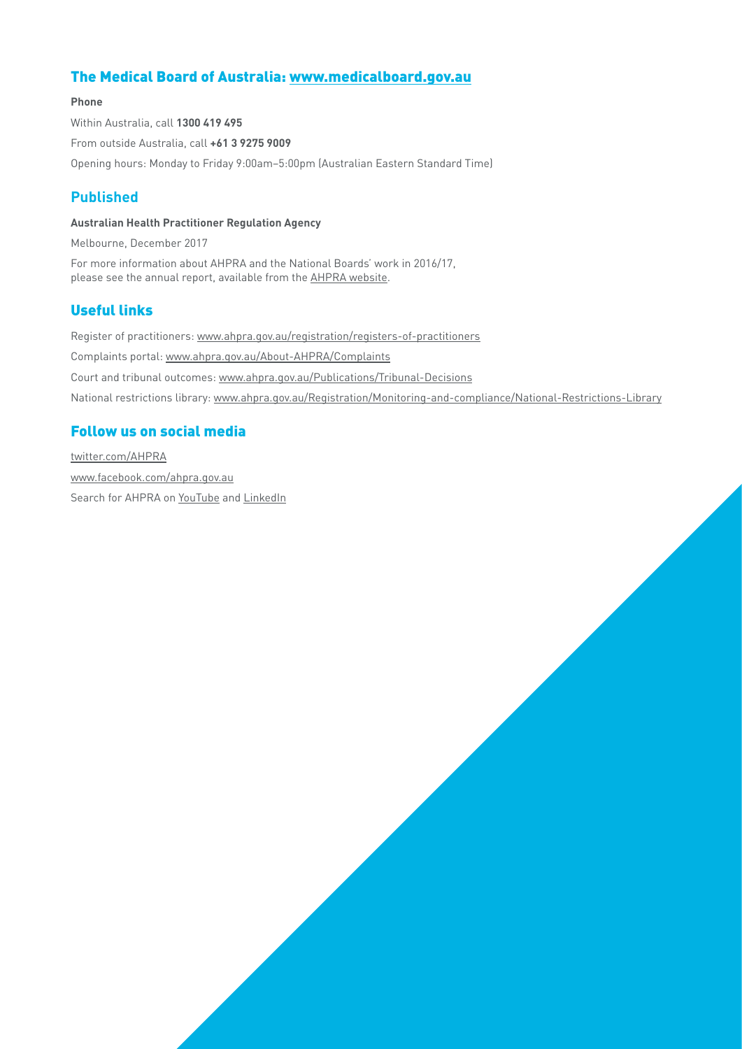## The Medical Board of Australia: www.medicalboard.gov.au

**Phone**

Within Australia, call **1300 419 495**

From outside Australia, call **+61 3 9275 9009**

Opening hours: Monday to Friday 9:00am–5:00pm (Australian Eastern Standard Time)

## Published

**Australian Health Practitioner Regulation Agency**

Melbourne, December 2017

For more information about AHPRA and the National Boards' work in 2016/17, please see the annual report, available from the AHPRA website.

## Useful links

Register of practitioners: www.ahpra.gov.au/registration/registers-of-practitioners

Complaints portal: www.ahpra.gov.au/About-AHPRA/Complaints

Court and tribunal outcomes: www.ahpra.gov.au/Publications/Tribunal-Decisions

National restrictions library: www.ahpra.gov.au/Registration/Monitoring-and-compliance/National-Restrictions-Library

## Follow us on social media

twitter.com/AHPRA

www.facebook.com/ahpra.gov.au

Search for AHPRA on YouTube and LinkedIn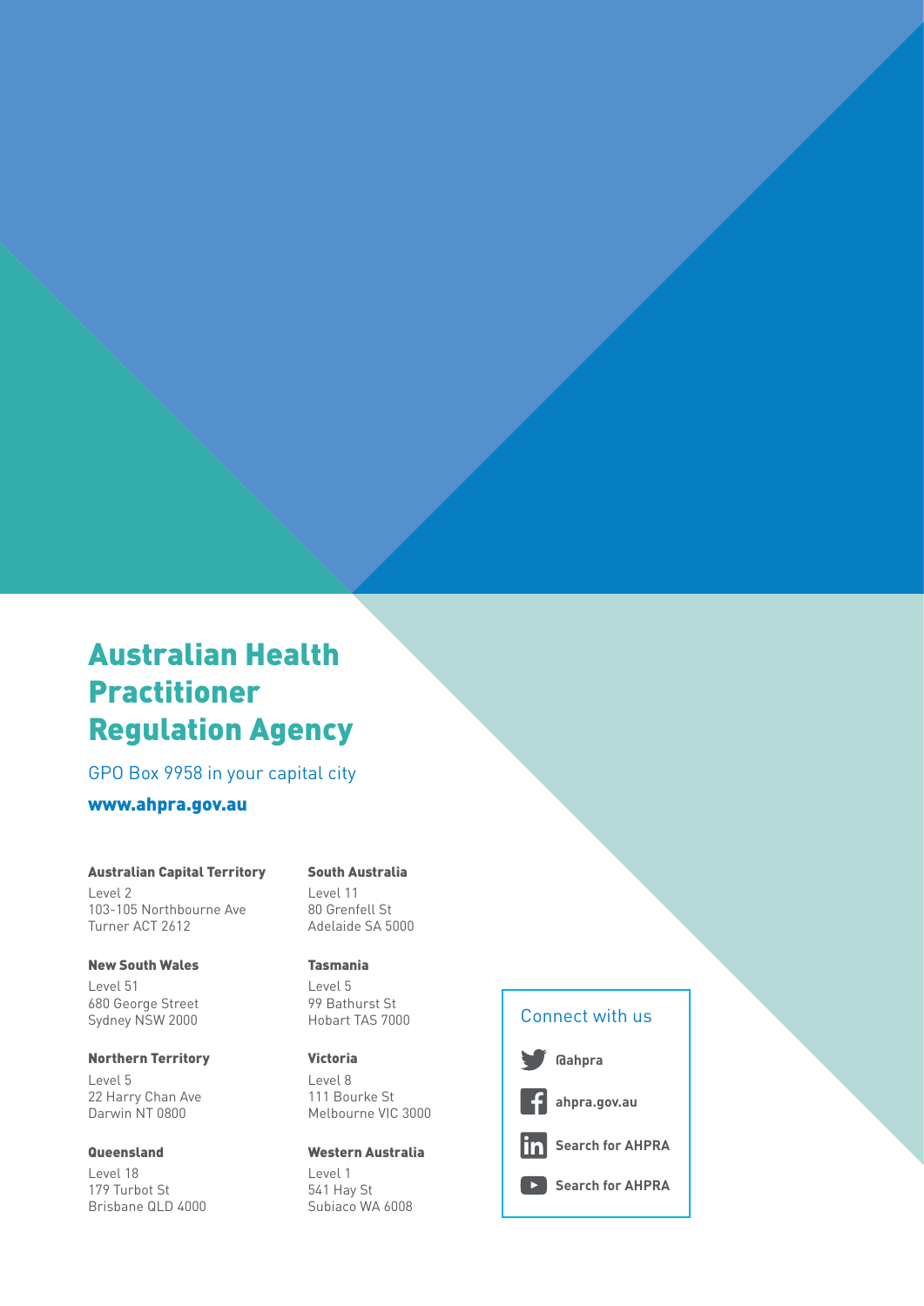# Australian Health Practitioner Regulation Agency

GPO Box 9958 in your capital city

**www.ahpra.gov.au**

**Australian Capital Territory**
Level 2
103-105 Northbourne Ave
Turner ACT 2612

**New South Wales**
Level 51
680 George Street
Sydney NSW 2000

**Northern Territory**
Level 5
22 Harry Chan Ave
Darwin NT 0800

**Queensland**
Level 18
179 Turbot St
Brisbane QLD 4000

**South Australia**
Level 11
80 Grenfell St
Adelaide SA 5000

**Tasmania**
Level 5
99 Bathurst St
Hobart TAS 7000

**Victoria**
Level 8
111 Bourke St
Melbourne VIC 3000

**Western Australia**
Level 1
541 Hay St
Subiaco WA 6008

Connect with us

**@ahpra**

**ahpra.gov.au**

**Search for AHPRA**

**Search for AHPRA**